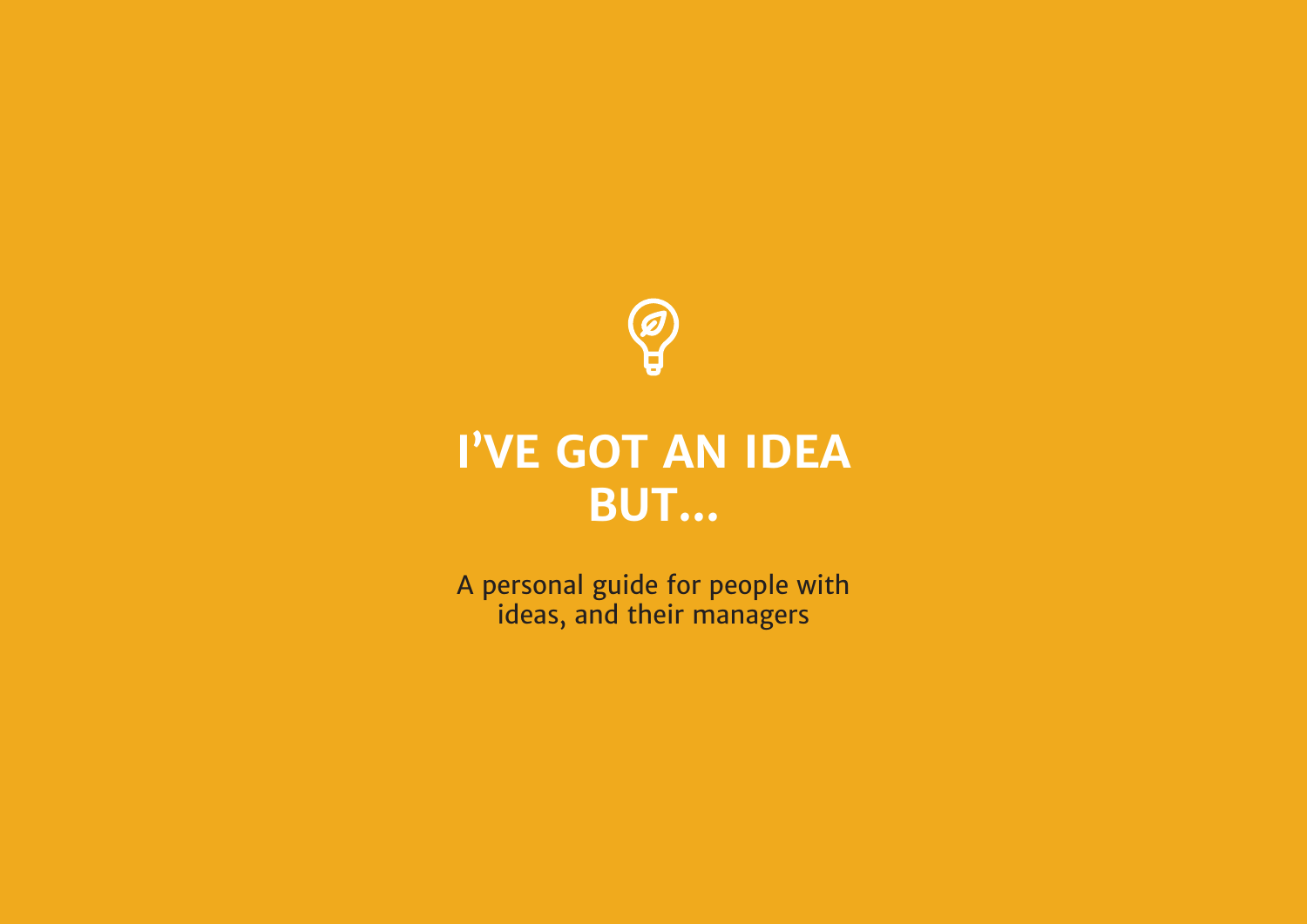# I'VE GOT AN IDEA BUT...

A personal guide for people with ideas, and their managers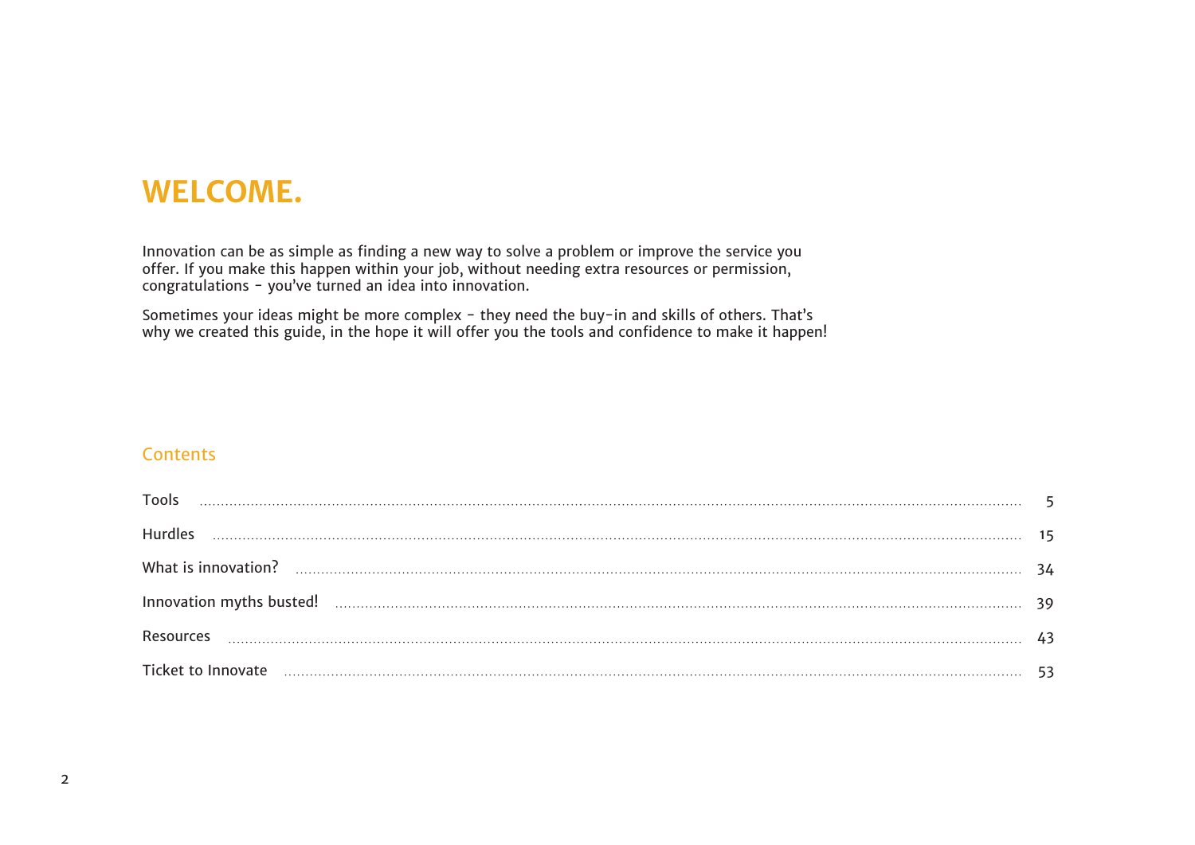# WELCOME.

Innovation can be as simple as finding a new way to solve a problem or improve the service you offer. If you make this happen within your job, without needing extra resources or permission, congratulations - you've turned an idea into innovation.

Sometimes your ideas might be more complex - they need the buy-in and skills of others. That's why we created this guide, in the hope it will offer you the tools and confidence to make it happen!

## Contents

| | |
|---|---|
| Tools | 5 |
| Hurdles | 15 |
| What is innovation? | 34 |
| Innovation myths busted! | 39 |
| Resources | 43 |
| Ticket to Innovate | 53 |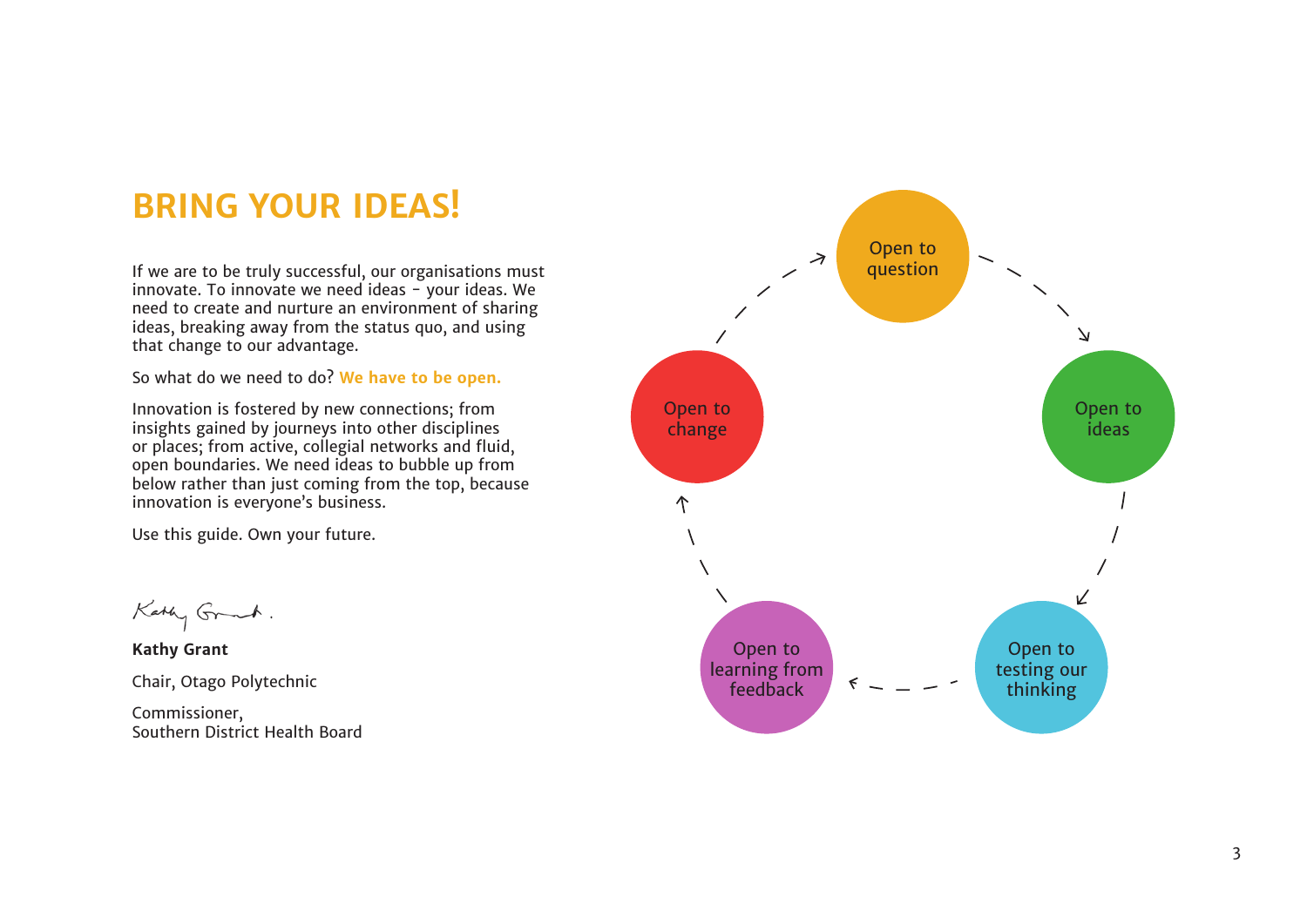# BRING YOUR IDEAS!

If we are to be truly successful, our organisations must innovate. To innovate we need ideas – your ideas. We need to create and nurture an environment of sharing ideas, breaking away from the status quo, and using that change to our advantage.

So what do we need to do? **We have to be open.**

Innovation is fostered by new connections; from insights gained by journeys into other disciplines or places; from active, collegial networks and fluid, open boundaries. We need ideas to bubble up from below rather than just coming from the top, because innovation is everyone's business.

Use this guide. Own your future.

**Kathy Grant**

Chair, Otago Polytechnic

Commissioner,
Southern District Health Board

Open to question

Open to ideas

Open to testing our thinking

Open to learning from feedback

Open to change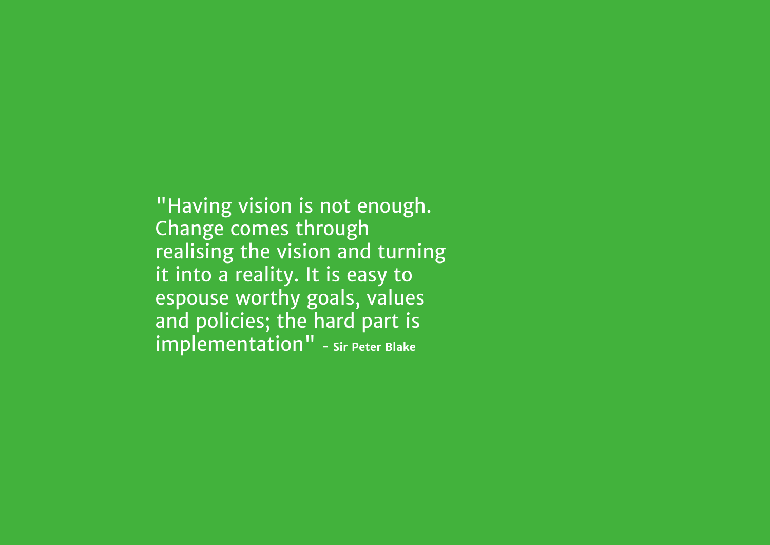"Having vision is not enough. Change comes through realising the vision and turning it into a reality. It is easy to espouse worthy goals, values and policies; the hard part is implementation" - **Sir Peter Blake**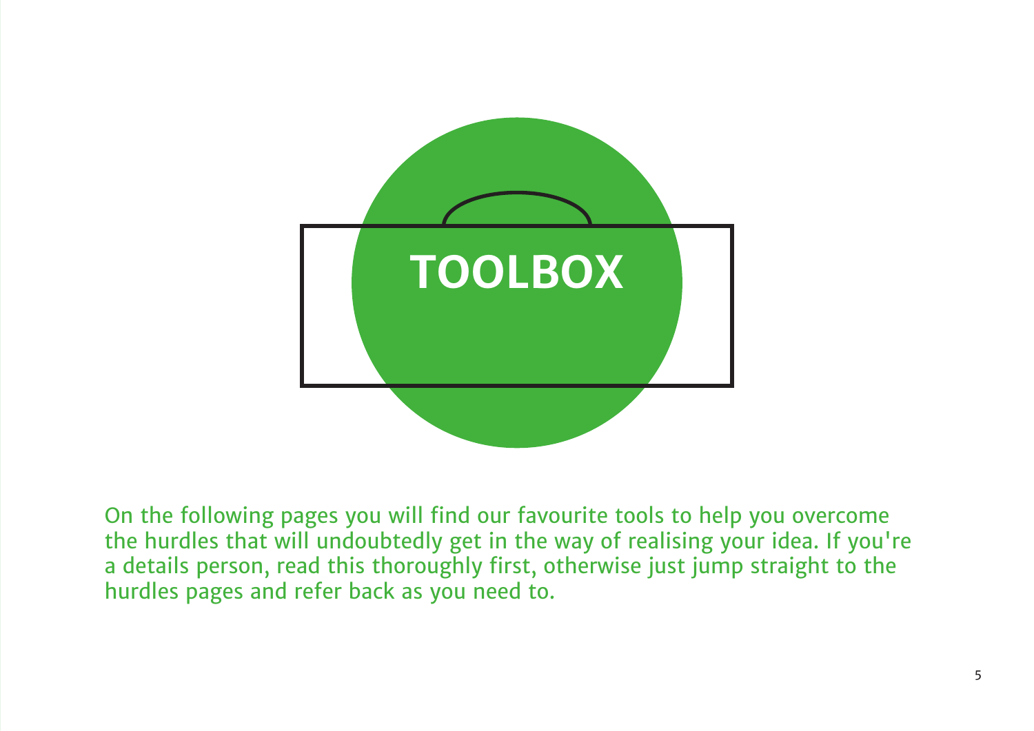# TOOLBOX

On the following pages you will find our favourite tools to help you overcome the hurdles that will undoubtedly get in the way of realising your idea. If you're a details person, read this thoroughly first, otherwise just jump straight to the hurdles pages and refer back as you need to.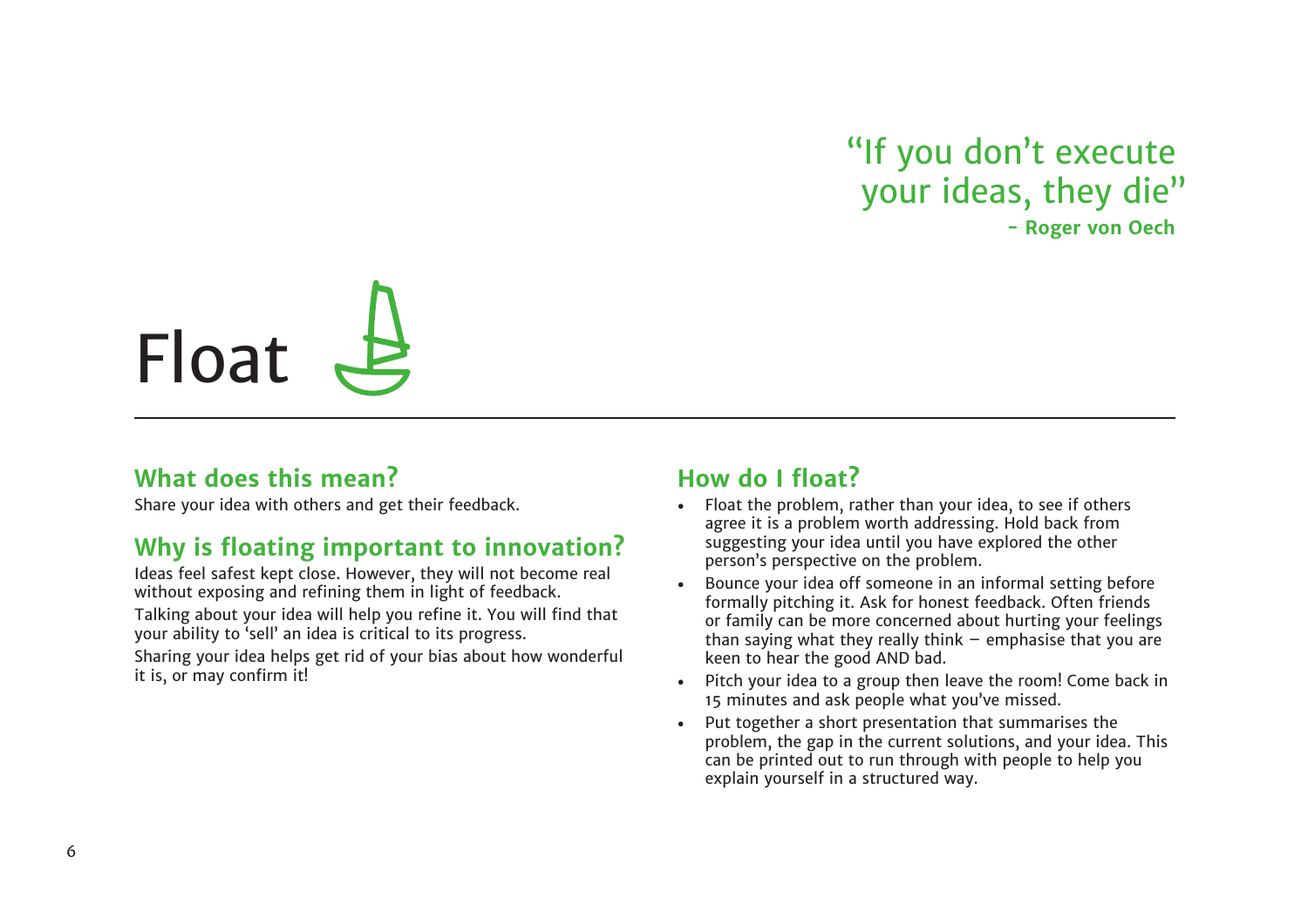> "If you don't execute your ideas, they die"
> **- Roger von Oech**

# Float

## What does this mean?

Share your idea with others and get their feedback.

## Why is floating important to innovation?

Ideas feel safest kept close. However, they will not become real without exposing and refining them in light of feedback.

Talking about your idea will help you refine it. You will find that your ability to 'sell' an idea is critical to its progress.

Sharing your idea helps get rid of your bias about how wonderful it is, or may confirm it!

## How do I float?

- Float the problem, rather than your idea, to see if others agree it is a problem worth addressing. Hold back from suggesting your idea until you have explored the other person's perspective on the problem.
- Bounce your idea off someone in an informal setting before formally pitching it. Ask for honest feedback. Often friends or family can be more concerned about hurting your feelings than saying what they really think – emphasise that you are keen to hear the good AND bad.
- Pitch your idea to a group then leave the room! Come back in 15 minutes and ask people what you've missed.
- Put together a short presentation that summarises the problem, the gap in the current solutions, and your idea. This can be printed out to run through with people to help you explain yourself in a structured way.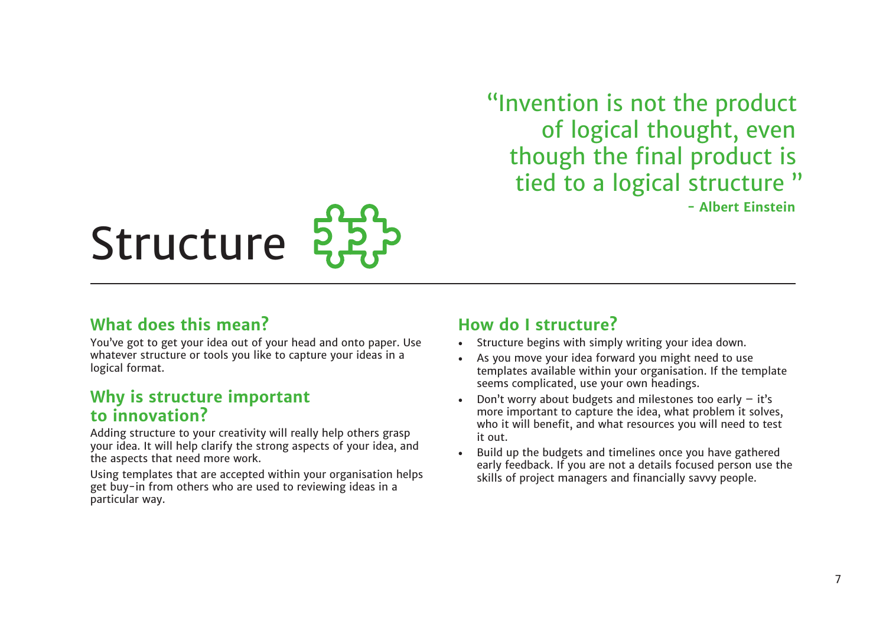> "Invention is not the product of logical thought, even though the final product is tied to a logical structure "
>
> **- Albert Einstein**

# Structure

## What does this mean?

You've got to get your idea out of your head and onto paper. Use whatever structure or tools you like to capture your ideas in a logical format.

## Why is structure important to innovation?

Adding structure to your creativity will really help others grasp your idea. It will help clarify the strong aspects of your idea, and the aspects that need more work.

Using templates that are accepted within your organisation helps get buy-in from others who are used to reviewing ideas in a particular way.

## How do I structure?

- Structure begins with simply writing your idea down.
- As you move your idea forward you might need to use templates available within your organisation. If the template seems complicated, use your own headings.
- Don't worry about budgets and milestones too early – it's more important to capture the idea, what problem it solves, who it will benefit, and what resources you will need to test it out.
- Build up the budgets and timelines once you have gathered early feedback. If you are not a details focused person use the skills of project managers and financially savvy people.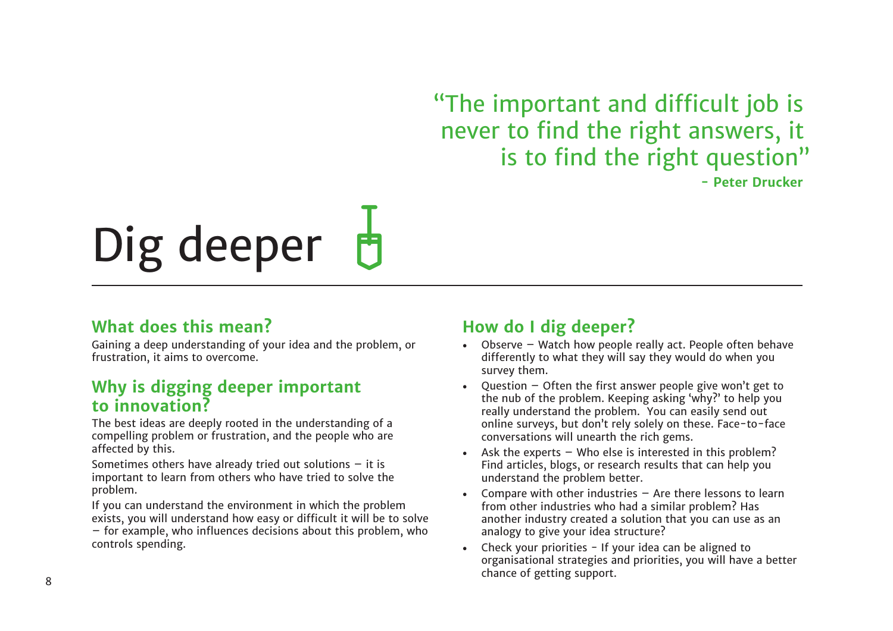> "The important and difficult job is never to find the right answers, it is to find the right question"
> **- Peter Drucker**

# Dig deeper

## What does this mean?

Gaining a deep understanding of your idea and the problem, or frustration, it aims to overcome.

## Why is digging deeper important to innovation?

The best ideas are deeply rooted in the understanding of a compelling problem or frustration, and the people who are affected by this.

Sometimes others have already tried out solutions – it is important to learn from others who have tried to solve the problem.

If you can understand the environment in which the problem exists, you will understand how easy or difficult it will be to solve – for example, who influences decisions about this problem, who controls spending.

## How do I dig deeper?

- Observe – Watch how people really act. People often behave differently to what they will say they would do when you survey them.
- Question – Often the first answer people give won't get to the nub of the problem. Keeping asking 'why?' to help you really understand the problem. You can easily send out online surveys, but don't rely solely on these. Face-to-face conversations will unearth the rich gems.
- Ask the experts – Who else is interested in this problem? Find articles, blogs, or research results that can help you understand the problem better.
- Compare with other industries – Are there lessons to learn from other industries who had a similar problem? Has another industry created a solution that you can use as an analogy to give your idea structure?
- Check your priorities - If your idea can be aligned to organisational strategies and priorities, you will have a better chance of getting support.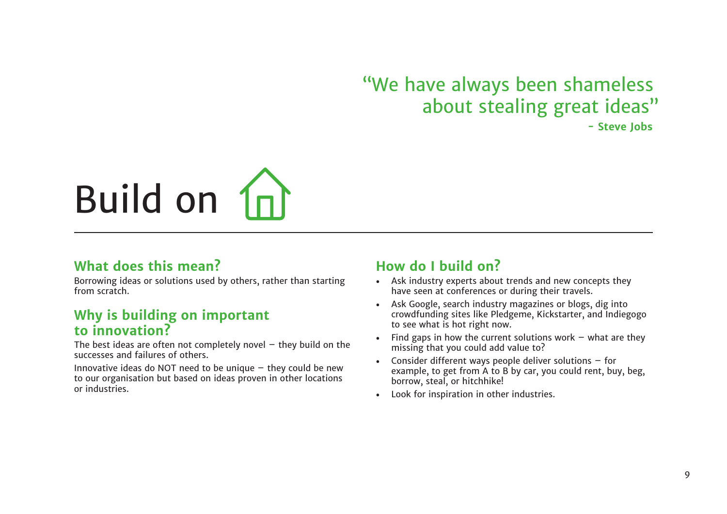> "We have always been shameless about stealing great ideas"
>
> **- Steve Jobs**

# Build on

## What does this mean?

Borrowing ideas or solutions used by others, rather than starting from scratch.

## Why is building on important to innovation?

The best ideas are often not completely novel – they build on the successes and failures of others.

Innovative ideas do NOT need to be unique – they could be new to our organisation but based on ideas proven in other locations or industries.

## How do I build on?

- Ask industry experts about trends and new concepts they have seen at conferences or during their travels.
- Ask Google, search industry magazines or blogs, dig into crowdfunding sites like Pledgeme, Kickstarter, and Indiegogo to see what is hot right now.
- Find gaps in how the current solutions work – what are they missing that you could add value to?
- Consider different ways people deliver solutions – for example, to get from A to B by car, you could rent, buy, beg, borrow, steal, or hitchhike!
- Look for inspiration in other industries.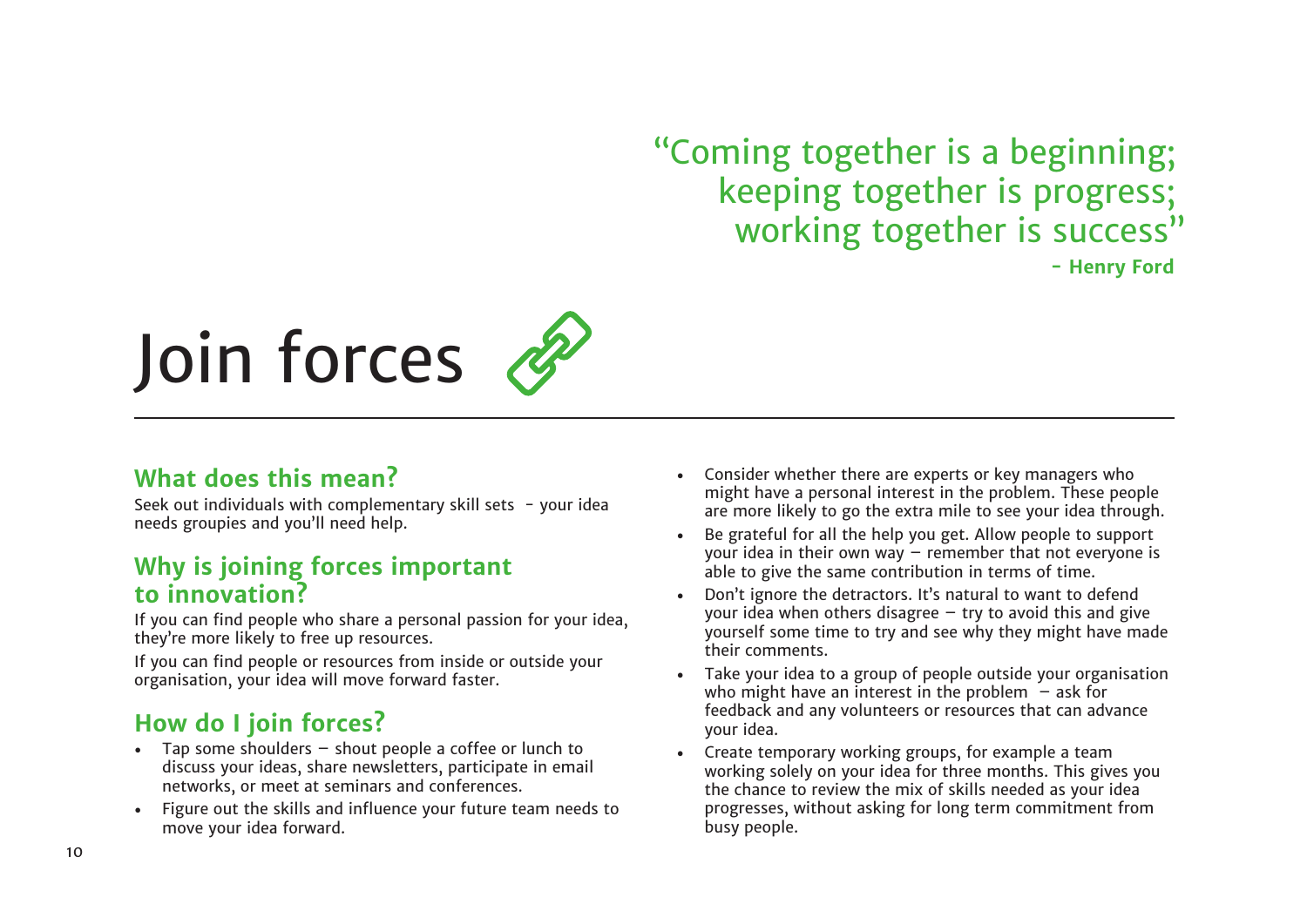"Coming together is a beginning;
keeping together is progress;
working together is success"
**- Henry Ford**

# Join forces

## What does this mean?

Seek out individuals with complementary skill sets - your idea needs groupies and you'll need help.

## Why is joining forces important to innovation?

If you can find people who share a personal passion for your idea, they're more likely to free up resources.

If you can find people or resources from inside or outside your organisation, your idea will move forward faster.

## How do I join forces?

- Tap some shoulders – shout people a coffee or lunch to discuss your ideas, share newsletters, participate in email networks, or meet at seminars and conferences.
- Figure out the skills and influence your future team needs to move your idea forward.
- Consider whether there are experts or key managers who might have a personal interest in the problem. These people are more likely to go the extra mile to see your idea through.
- Be grateful for all the help you get. Allow people to support your idea in their own way – remember that not everyone is able to give the same contribution in terms of time.
- Don't ignore the detractors. It's natural to want to defend your idea when others disagree – try to avoid this and give yourself some time to try and see why they might have made their comments.
- Take your idea to a group of people outside your organisation who might have an interest in the problem – ask for feedback and any volunteers or resources that can advance your idea.
- Create temporary working groups, for example a team working solely on your idea for three months. This gives you the chance to review the mix of skills needed as your idea progresses, without asking for long term commitment from busy people.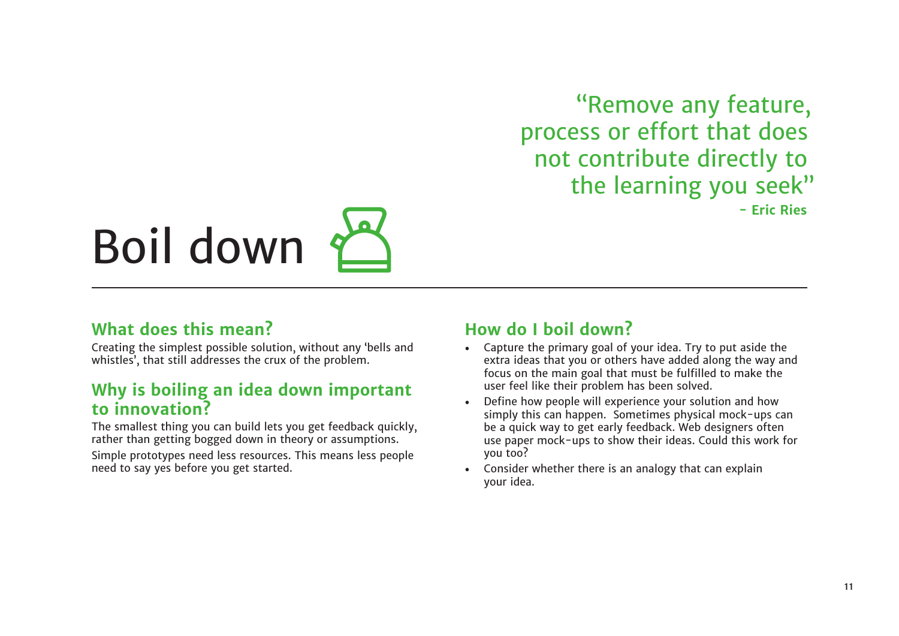> "Remove any feature, process or effort that does not contribute directly to the learning you seek"
> **- Eric Ries**

# Boil down

## What does this mean?

Creating the simplest possible solution, without any 'bells and whistles', that still addresses the crux of the problem.

## Why is boiling an idea down important to innovation?

The smallest thing you can build lets you get feedback quickly, rather than getting bogged down in theory or assumptions.

Simple prototypes need less resources. This means less people need to say yes before you get started.

## How do I boil down?

- Capture the primary goal of your idea. Try to put aside the extra ideas that you or others have added along the way and focus on the main goal that must be fulfilled to make the user feel like their problem has been solved.
- Define how people will experience your solution and how simply this can happen. Sometimes physical mock-ups can be a quick way to get early feedback. Web designers often use paper mock-ups to show their ideas. Could this work for you too?
- Consider whether there is an analogy that can explain your idea.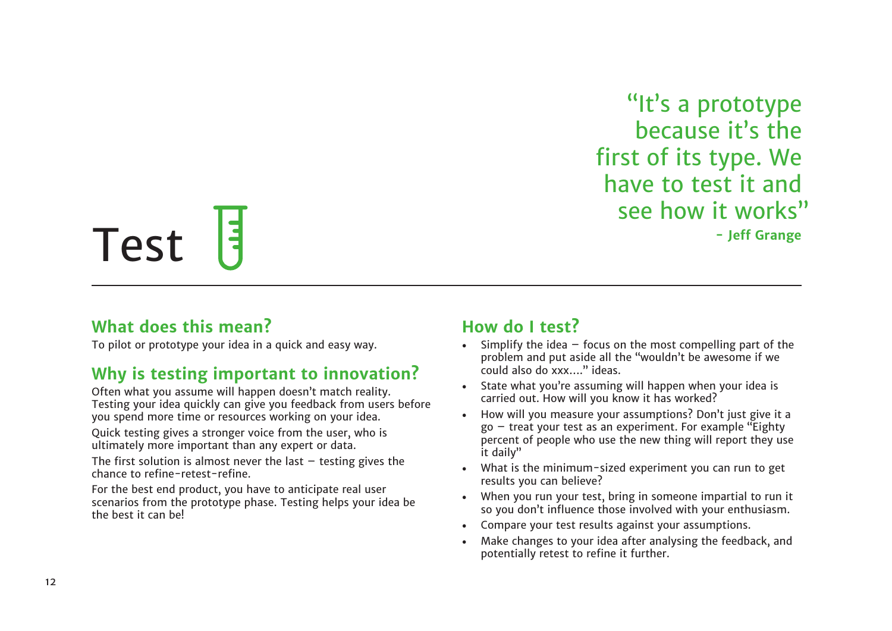> "It's a prototype because it's the first of its type. We have to test it and see how it works"
> **- Jeff Grange**

# Test

## What does this mean?

To pilot or prototype your idea in a quick and easy way.

## Why is testing important to innovation?

Often what you assume will happen doesn't match reality. Testing your idea quickly can give you feedback from users before you spend more time or resources working on your idea.

Quick testing gives a stronger voice from the user, who is ultimately more important than any expert or data.

The first solution is almost never the last – testing gives the chance to refine-retest-refine.

For the best end product, you have to anticipate real user scenarios from the prototype phase. Testing helps your idea be the best it can be!

## How do I test?

- Simplify the idea – focus on the most compelling part of the problem and put aside all the "wouldn't be awesome if we could also do xxx...." ideas.
- State what you're assuming will happen when your idea is carried out. How will you know it has worked?
- How will you measure your assumptions? Don't just give it a go – treat your test as an experiment. For example "Eighty percent of people who use the new thing will report they use it daily"
- What is the minimum-sized experiment you can run to get results you can believe?
- When you run your test, bring in someone impartial to run it so you don't influence those involved with your enthusiasm.
- Compare your test results against your assumptions.
- Make changes to your idea after analysing the feedback, and potentially retest to refine it further.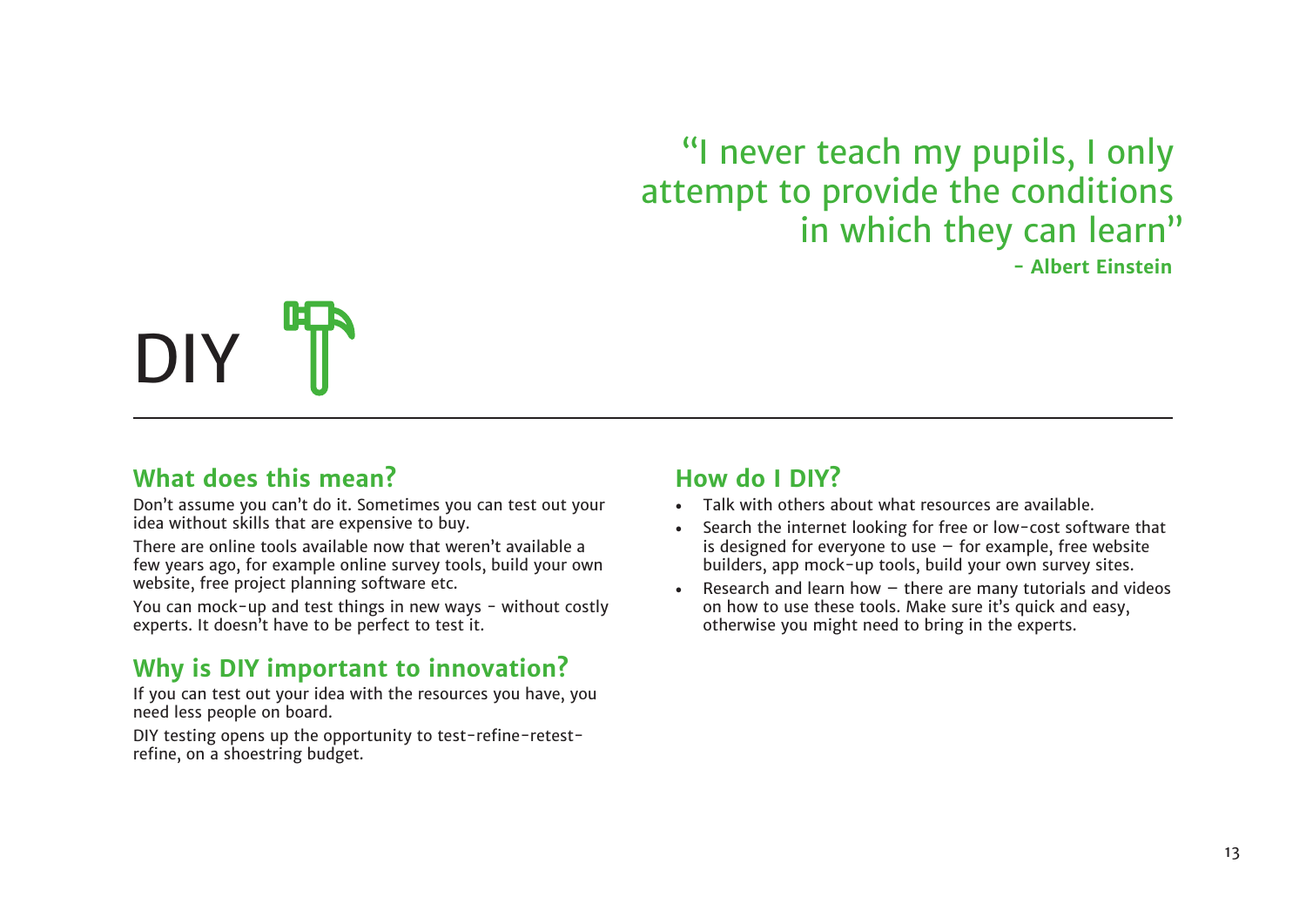"I never teach my pupils, I only attempt to provide the conditions in which they can learn"
**- Albert Einstein**

# DIY

## What does this mean?

Don't assume you can't do it. Sometimes you can test out your idea without skills that are expensive to buy.

There are online tools available now that weren't available a few years ago, for example online survey tools, build your own website, free project planning software etc.

You can mock-up and test things in new ways - without costly experts. It doesn't have to be perfect to test it.

## Why is DIY important to innovation?

If you can test out your idea with the resources you have, you need less people on board.

DIY testing opens up the opportunity to test-refine-retest-refine, on a shoestring budget.

## How do I DIY?

- Talk with others about what resources are available.
- Search the internet looking for free or low-cost software that is designed for everyone to use – for example, free website builders, app mock-up tools, build your own survey sites.
- Research and learn how – there are many tutorials and videos on how to use these tools. Make sure it's quick and easy, otherwise you might need to bring in the experts.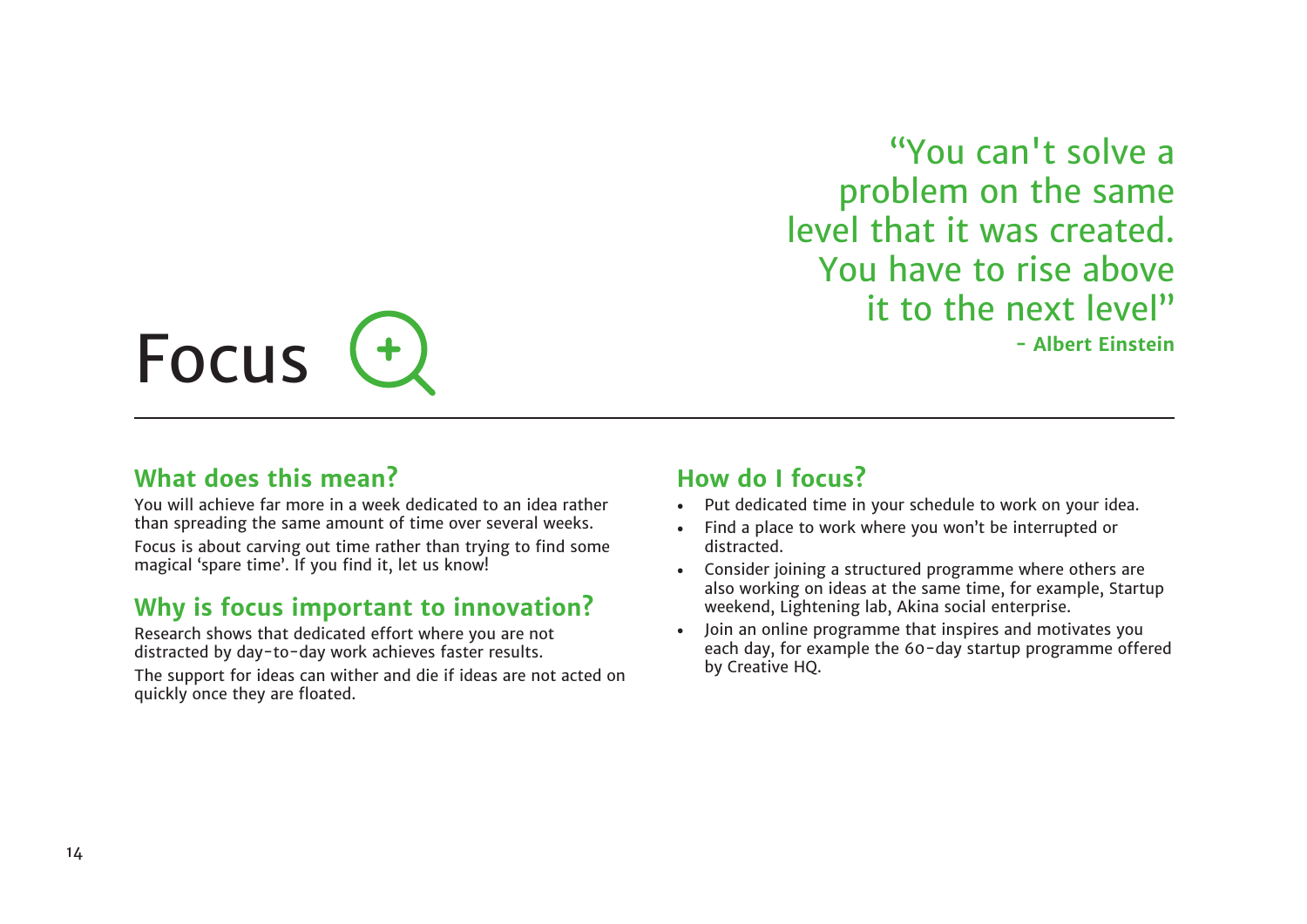> “You can't solve a problem on the same level that it was created. You have to rise above it to the next level”
> **- Albert Einstein**

# Focus

## What does this mean?

You will achieve far more in a week dedicated to an idea rather than spreading the same amount of time over several weeks.

Focus is about carving out time rather than trying to find some magical ‘spare time’. If you find it, let us know!

## Why is focus important to innovation?

Research shows that dedicated effort where you are not distracted by day-to-day work achieves faster results.

The support for ideas can wither and die if ideas are not acted on quickly once they are floated.

## How do I focus?

- Put dedicated time in your schedule to work on your idea.
- Find a place to work where you won’t be interrupted or distracted.
- Consider joining a structured programme where others are also working on ideas at the same time, for example, Startup weekend, Lightening lab, Akina social enterprise.
- Join an online programme that inspires and motivates you each day, for example the 60-day startup programme offered by Creative HQ.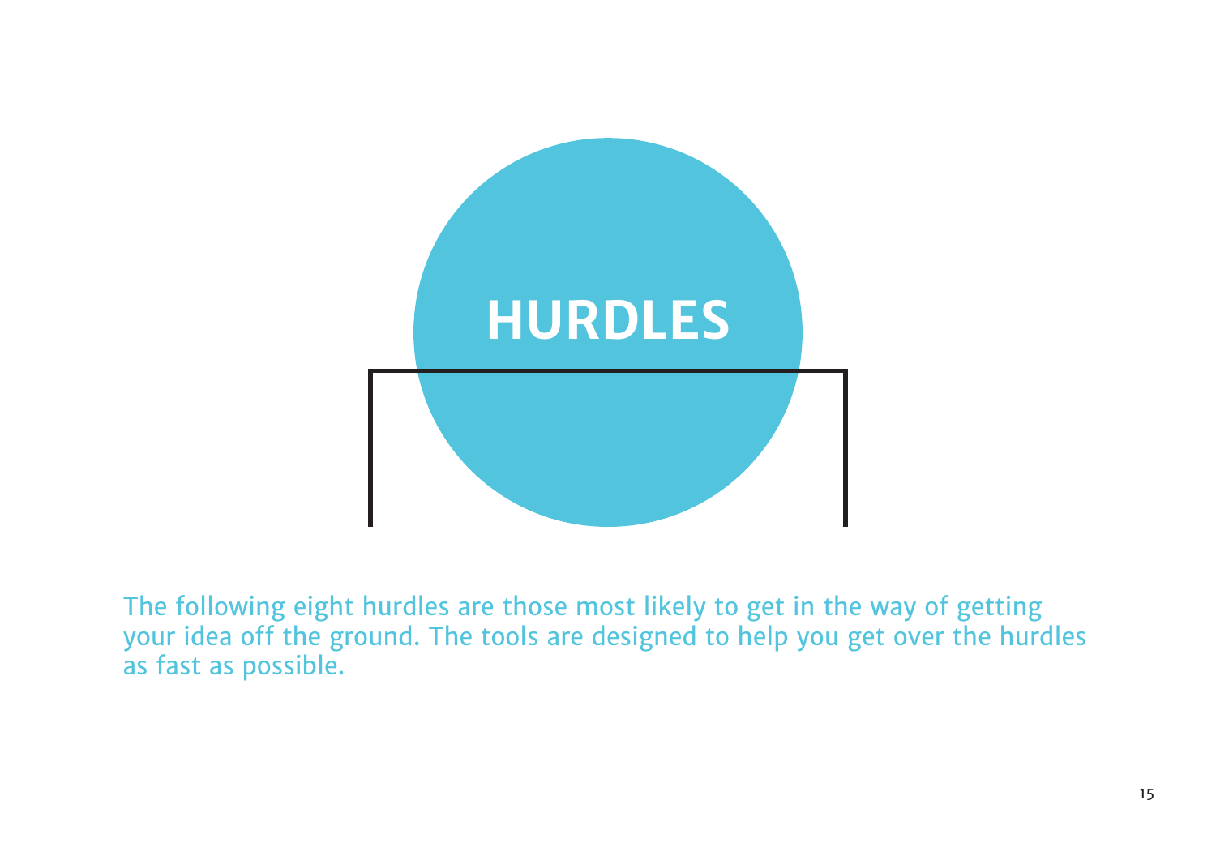# HURDLES

The following eight hurdles are those most likely to get in the way of getting your idea off the ground. The tools are designed to help you get over the hurdles as fast as possible.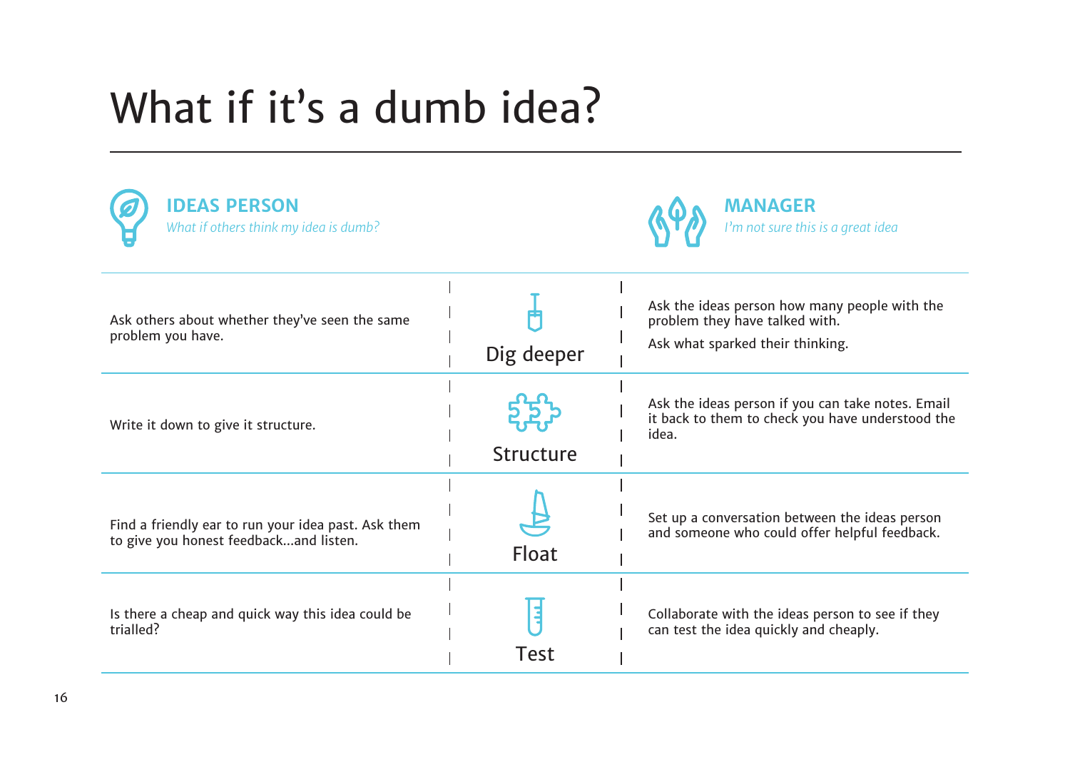# What if it's a dumb idea?

| **IDEAS PERSON**<br>*What if others think my idea is dumb?* | | **MANAGER**<br>*I'm not sure this is a great idea* |
|---|---|---|
| Ask others about whether they've seen the same problem you have. | Dig deeper | Ask the ideas person how many people with the problem they have talked with.<br>Ask what sparked their thinking. |
| Write it down to give it structure. | Structure | Ask the ideas person if you can take notes. Email it back to them to check you have understood the idea. |
| Find a friendly ear to run your idea past. Ask them to give you honest feedback...and listen. | Float | Set up a conversation between the ideas person and someone who could offer helpful feedback. |
| Is there a cheap and quick way this idea could be trialled? | Test | Collaborate with the ideas person to see if they can test the idea quickly and cheaply. |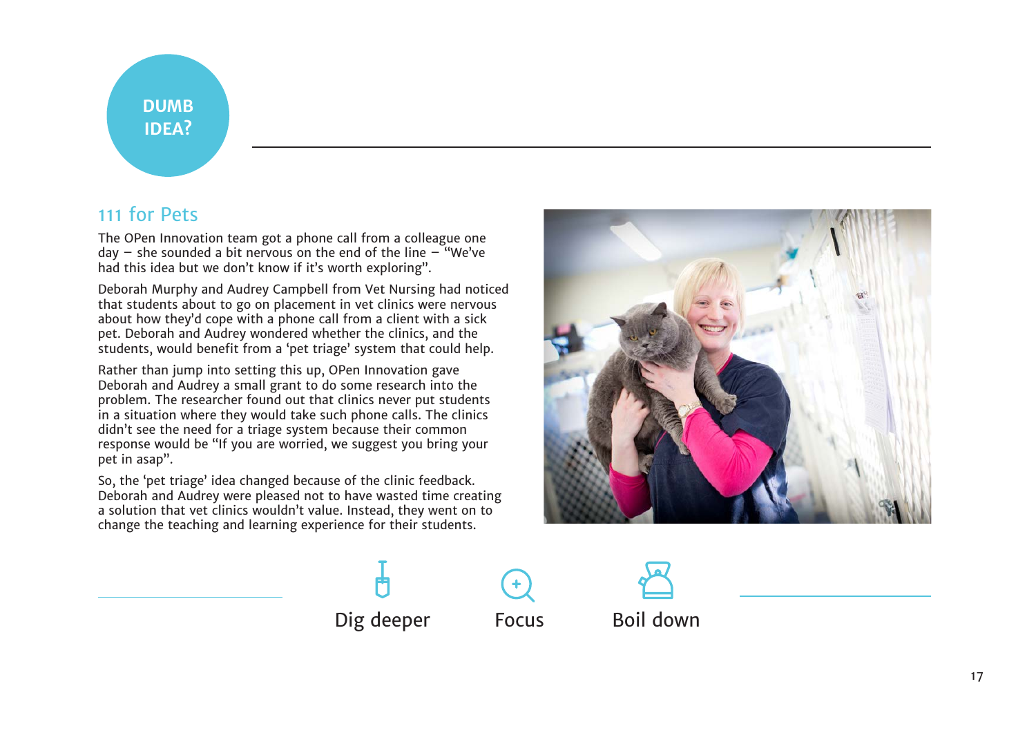**DUMB IDEA?**

## 111 for Pets

The OPen Innovation team got a phone call from a colleague one day – she sounded a bit nervous on the end of the line – "We've had this idea but we don't know if it's worth exploring".

Deborah Murphy and Audrey Campbell from Vet Nursing had noticed that students about to go on placement in vet clinics were nervous about how they'd cope with a phone call from a client with a sick pet. Deborah and Audrey wondered whether the clinics, and the students, would benefit from a 'pet triage' system that could help.

Rather than jump into setting this up, OPen Innovation gave Deborah and Audrey a small grant to do some research into the problem. The researcher found out that clinics never put students in a situation where they would take such phone calls. The clinics didn't see the need for a triage system because their common response would be "If you are worried, we suggest you bring your pet in asap".

So, the 'pet triage' idea changed because of the clinic feedback. Deborah and Audrey were pleased not to have wasted time creating a solution that vet clinics wouldn't value. Instead, they went on to change the teaching and learning experience for their students.

Dig deeper Focus Boil down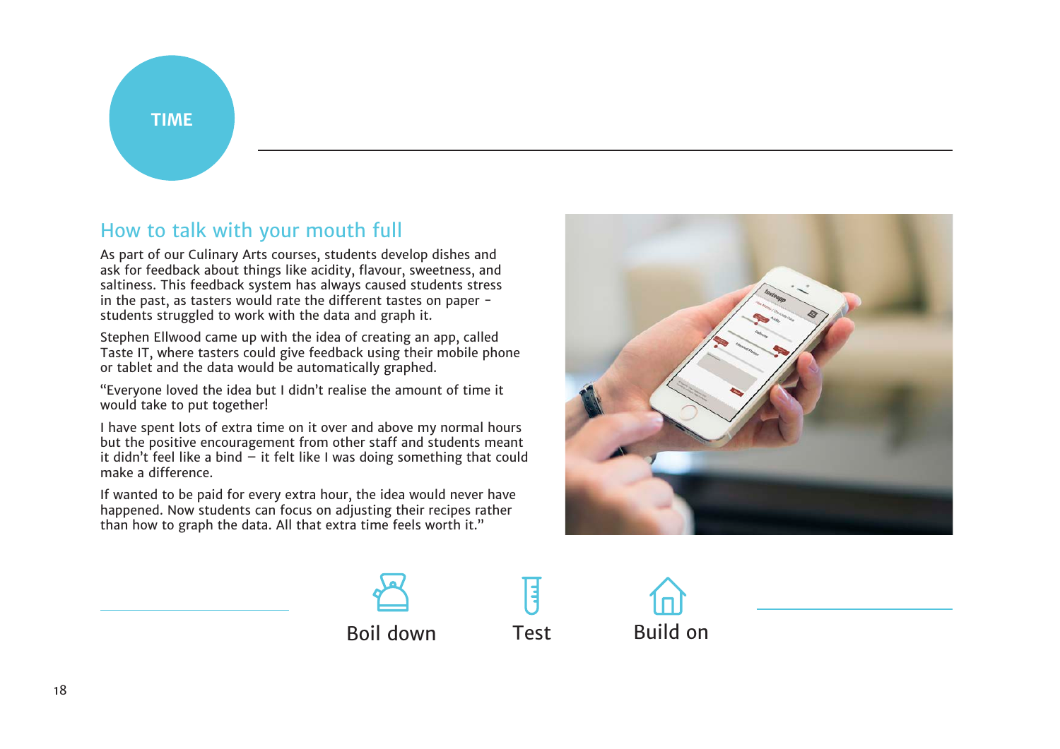TIME

## How to talk with your mouth full

As part of our Culinary Arts courses, students develop dishes and ask for feedback about things like acidity, flavour, sweetness, and saltiness. This feedback system has always caused students stress in the past, as tasters would rate the different tastes on paper - students struggled to work with the data and graph it.

Stephen Ellwood came up with the idea of creating an app, called Taste IT, where tasters could give feedback using their mobile phone or tablet and the data would be automatically graphed.

"Everyone loved the idea but I didn't realise the amount of time it would take to put together!

I have spent lots of extra time on it over and above my normal hours but the positive encouragement from other staff and students meant it didn't feel like a bind – it felt like I was doing something that could make a difference.

If wanted to be paid for every extra hour, the idea would never have happened. Now students can focus on adjusting their recipes rather than how to graph the data. All that extra time feels worth it."

Boil down | Test | Build on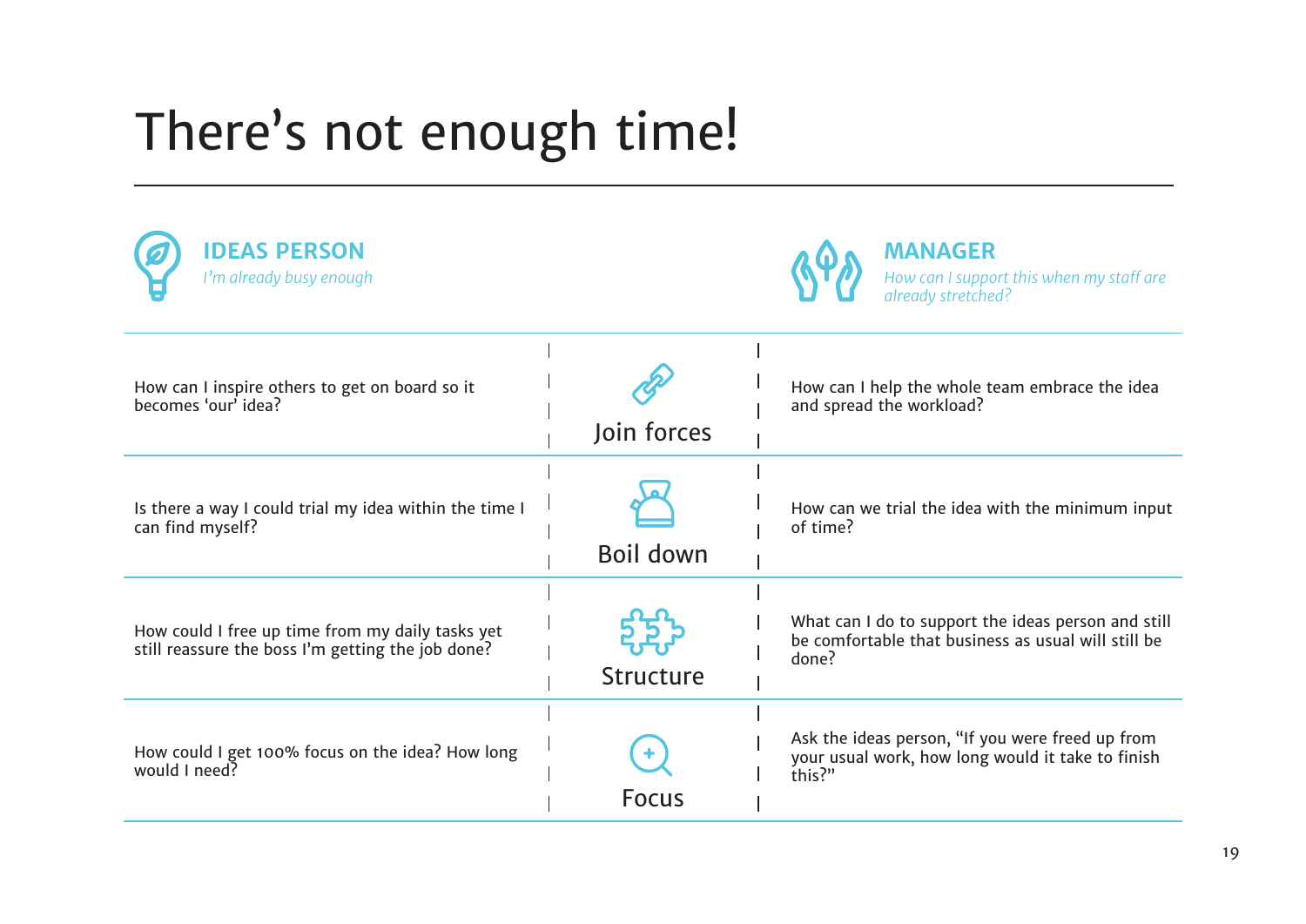# There's not enough time!

| **IDEAS PERSON**<br>*I'm already busy enough* | | **MANAGER**<br>*How can I support this when my staff are already stretched?* |
|---|---|---|
| How can I inspire others to get on board so it becomes 'our' idea? | Join forces | How can I help the whole team embrace the idea and spread the workload? |
| Is there a way I could trial my idea within the time I can find myself? | Boil down | How can we trial the idea with the minimum input of time? |
| How could I free up time from my daily tasks yet still reassure the boss I'm getting the job done? | Structure | What can I do to support the ideas person and still be comfortable that business as usual will still be done? |
| How could I get 100% focus on the idea? How long would I need? | Focus | Ask the ideas person, "If you were freed up from your usual work, how long would it take to finish this?" |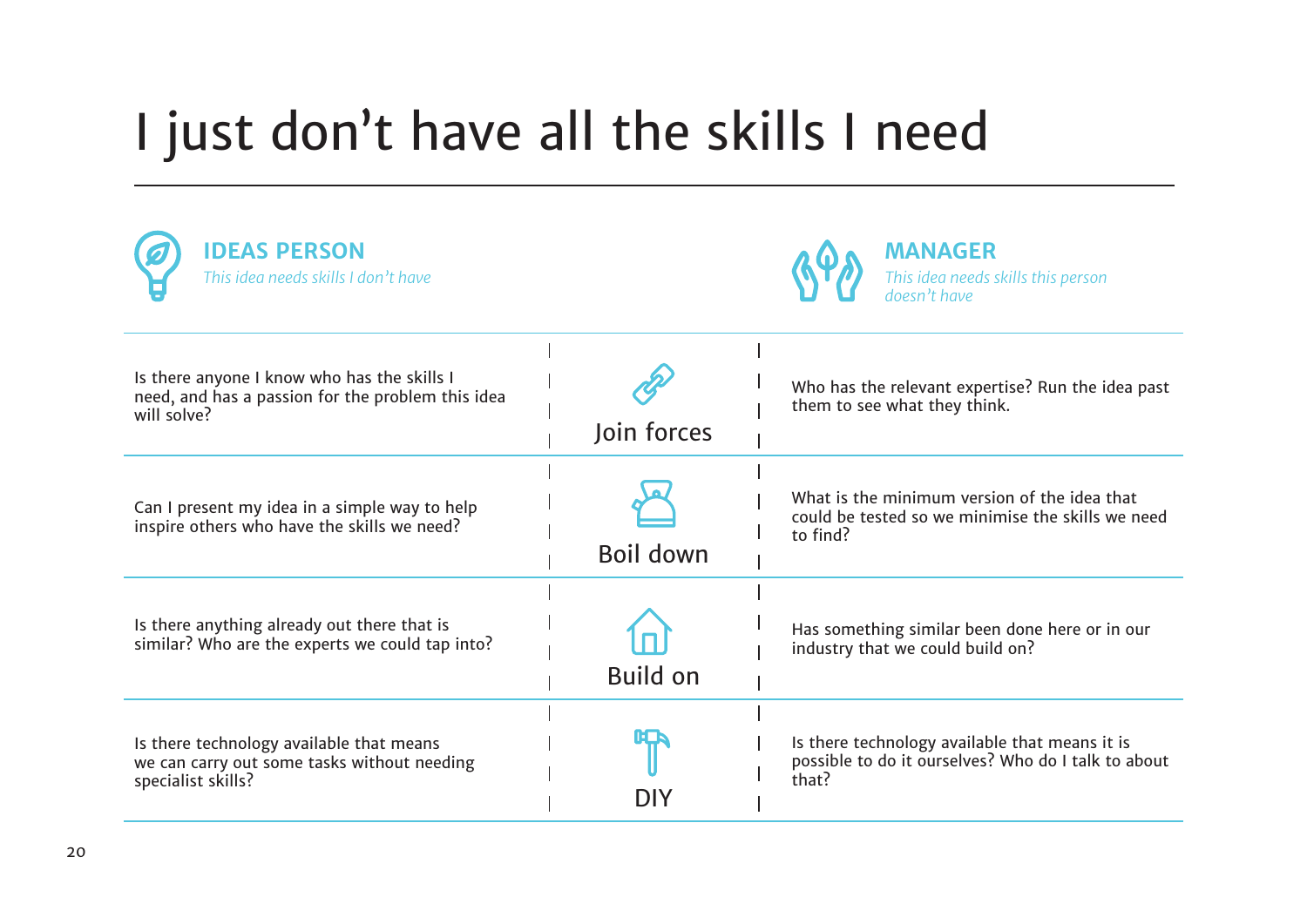# I just don't have all the skills I need

| **IDEAS PERSON**<br>*This idea needs skills I don't have* | | **MANAGER**<br>*This idea needs skills this person doesn't have* |
|---|---|---|
| Is there anyone I know who has the skills I need, and has a passion for the problem this idea will solve? | Join forces | Who has the relevant expertise? Run the idea past them to see what they think. |
| Can I present my idea in a simple way to help inspire others who have the skills we need? | Boil down | What is the minimum version of the idea that could be tested so we minimise the skills we need to find? |
| Is there anything already out there that is similar? Who are the experts we could tap into? | Build on | Has something similar been done here or in our industry that we could build on? |
| Is there technology available that means we can carry out some tasks without needing specialist skills? | DIY | Is there technology available that means it is possible to do it ourselves? Who do I talk to about that? |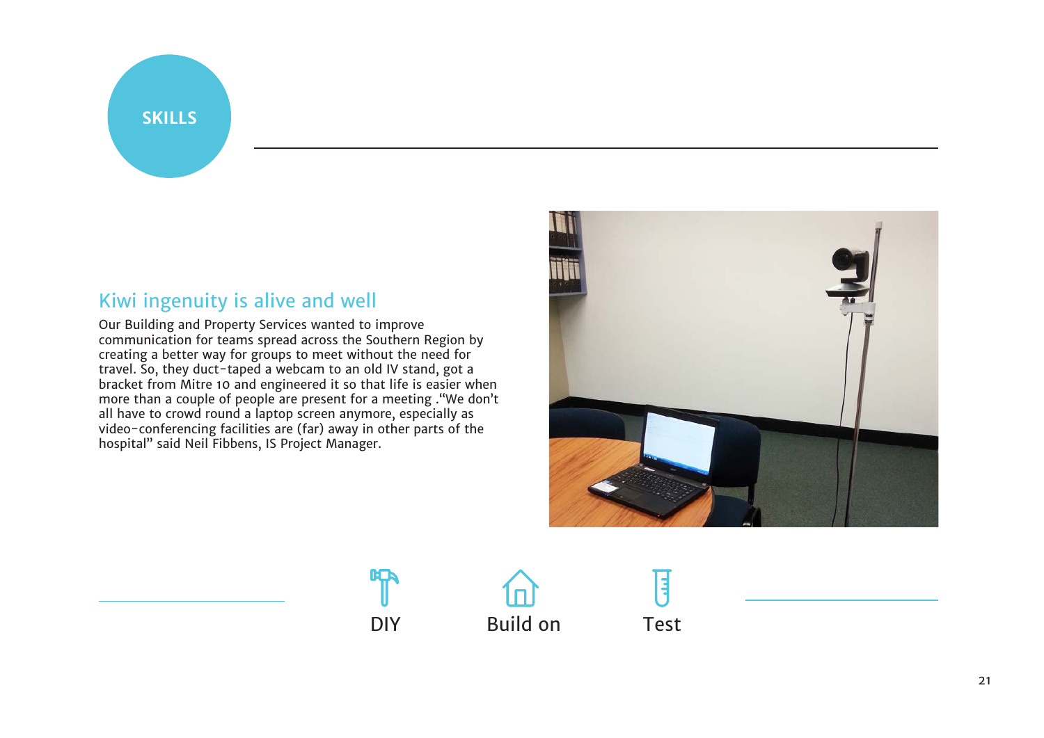**SKILLS**

## Kiwi ingenuity is alive and well

Our Building and Property Services wanted to improve communication for teams spread across the Southern Region by creating a better way for groups to meet without the need for travel. So, they duct-taped a webcam to an old IV stand, got a bracket from Mitre 10 and engineered it so that life is easier when more than a couple of people are present for a meeting ."We don't all have to crowd round a laptop screen anymore, especially as video-conferencing facilities are (far) away in other parts of the hospital" said Neil Fibbens, IS Project Manager.

DIY

Build on

Test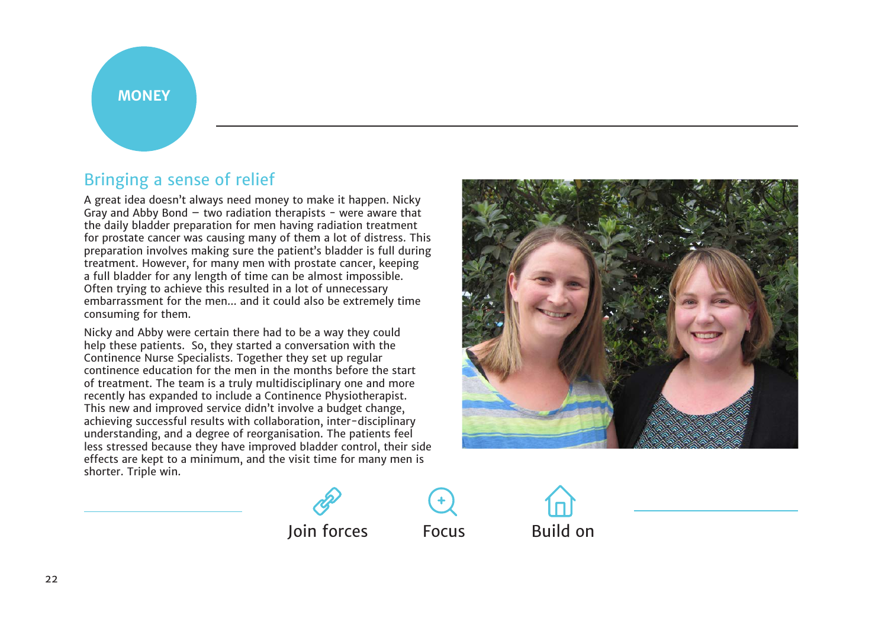MONEY

## Bringing a sense of relief

A great idea doesn't always need money to make it happen. Nicky Gray and Abby Bond – two radiation therapists - were aware that the daily bladder preparation for men having radiation treatment for prostate cancer was causing many of them a lot of distress. This preparation involves making sure the patient's bladder is full during treatment. However, for many men with prostate cancer, keeping a full bladder for any length of time can be almost impossible. Often trying to achieve this resulted in a lot of unnecessary embarrassment for the men... and it could also be extremely time consuming for them.

Nicky and Abby were certain there had to be a way they could help these patients. So, they started a conversation with the Continence Nurse Specialists. Together they set up regular continence education for the men in the months before the start of treatment. The team is a truly multidisciplinary one and more recently has expanded to include a Continence Physiotherapist. This new and improved service didn't involve a budget change, achieving successful results with collaboration, inter-disciplinary understanding, and a degree of reorganisation. The patients feel less stressed because they have improved bladder control, their side effects are kept to a minimum, and the visit time for many men is shorter. Triple win.

Join forces | Focus | Build on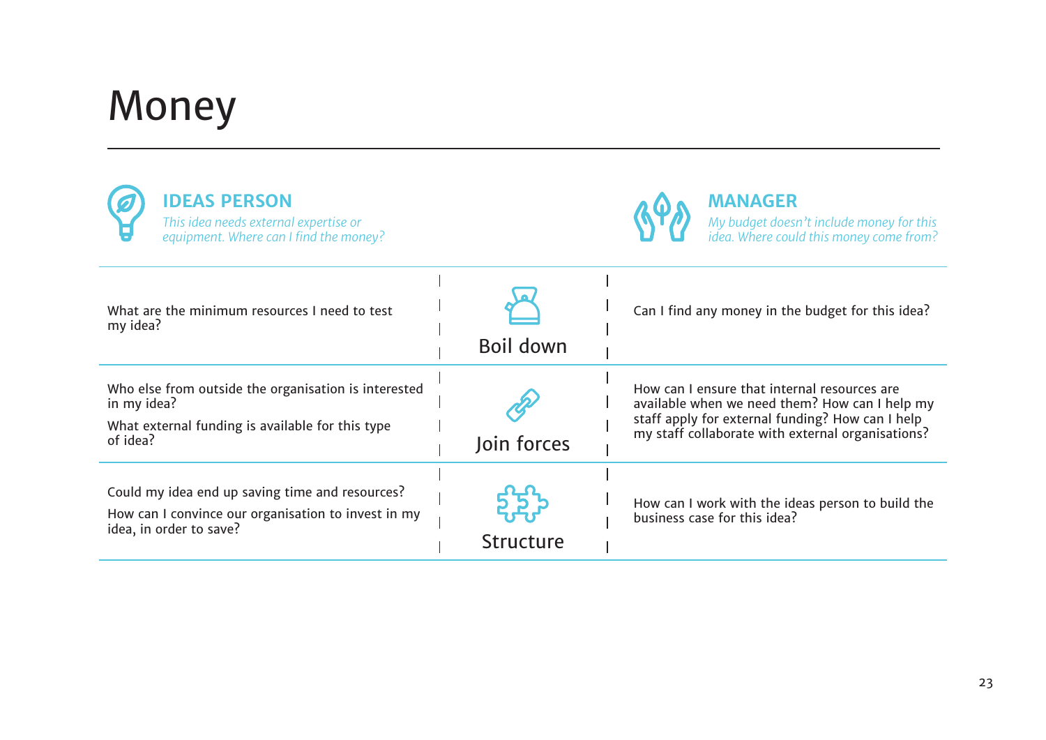# Money

**IDEAS PERSON**

*This idea needs external expertise or equipment. Where can I find the money?*

**MANAGER**

*My budget doesn't include money for this idea. Where could this money come from?*

| Ideas person | | Manager |
|---|---|---|
| What are the minimum resources I need to test my idea? | Boil down | Can I find any money in the budget for this idea? |
| Who else from outside the organisation is interested in my idea?<br>What external funding is available for this type of idea? | Join forces | How can I ensure that internal resources are available when we need them? How can I help my staff apply for external funding? How can I help my staff collaborate with external organisations? |
| Could my idea end up saving time and resources?<br>How can I convince our organisation to invest in my idea, in order to save? | Structure | How can I work with the ideas person to build the business case for this idea? |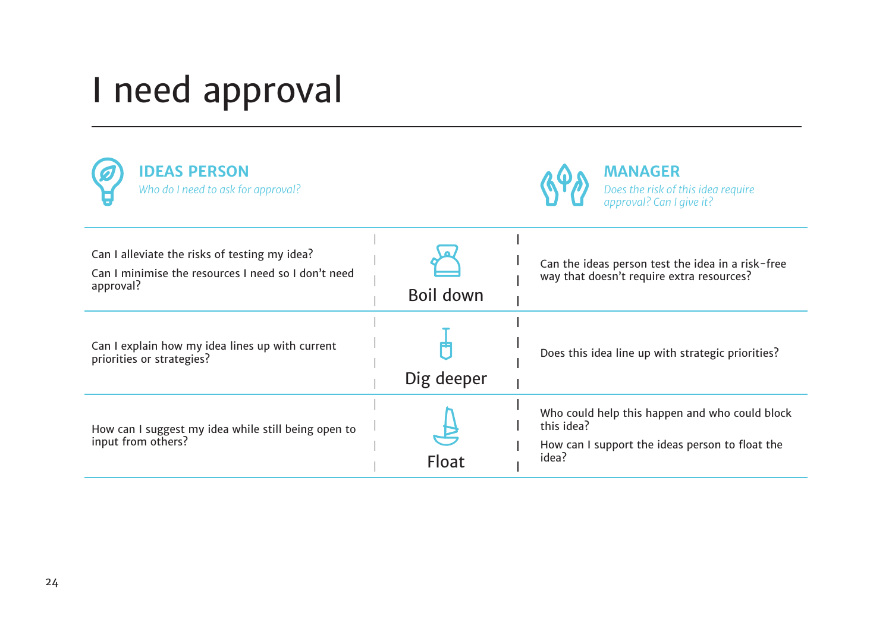# I need approval

| **IDEAS PERSON**<br>*Who do I need to ask for approval?* | | **MANAGER**<br>*Does the risk of this idea require approval? Can I give it?* |
| --- | --- | --- |
| Can I alleviate the risks of testing my idea?<br>Can I minimise the resources I need so I don't need approval? | Boil down | Can the ideas person test the idea in a risk-free way that doesn't require extra resources? |
| Can I explain how my idea lines up with current priorities or strategies? | Dig deeper | Does this idea line up with strategic priorities? |
| How can I suggest my idea while still being open to input from others? | Float | Who could help this happen and who could block this idea?<br>How can I support the ideas person to float the idea? |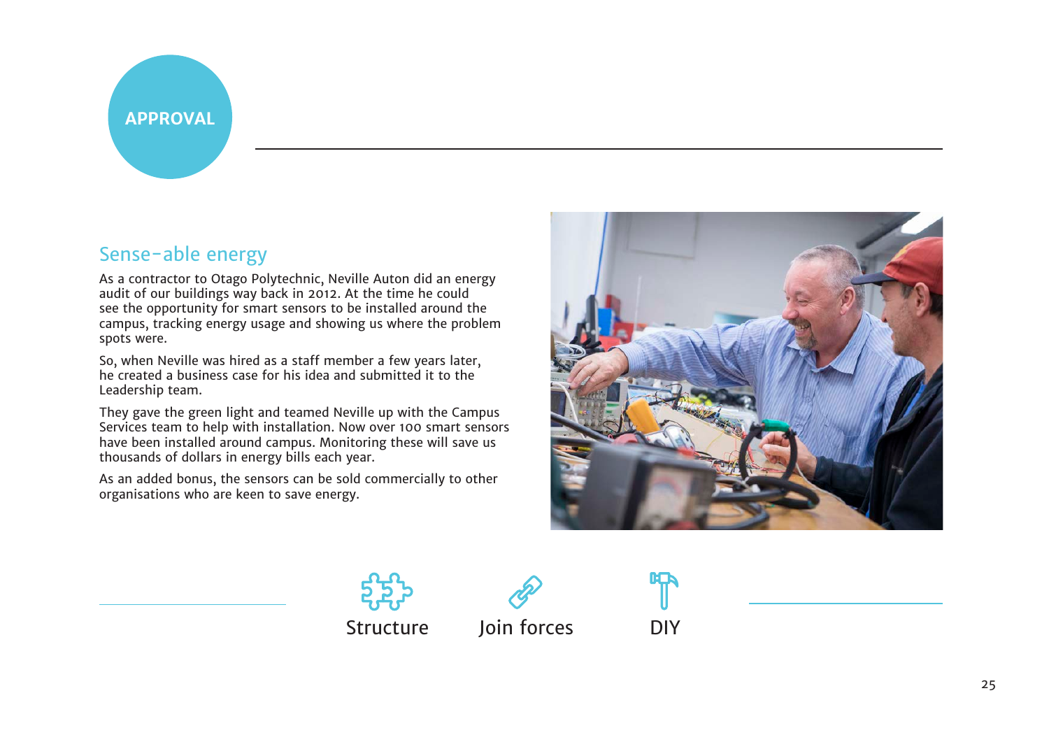APPROVAL

## Sense-able energy

As a contractor to Otago Polytechnic, Neville Auton did an energy audit of our buildings way back in 2012. At the time he could see the opportunity for smart sensors to be installed around the campus, tracking energy usage and showing us where the problem spots were.

So, when Neville was hired as a staff member a few years later, he created a business case for his idea and submitted it to the Leadership team.

They gave the green light and teamed Neville up with the Campus Services team to help with installation. Now over 100 smart sensors have been installed around campus. Monitoring these will save us thousands of dollars in energy bills each year.

As an added bonus, the sensors can be sold commercially to other organisations who are keen to save energy.

Structure Join forces DIY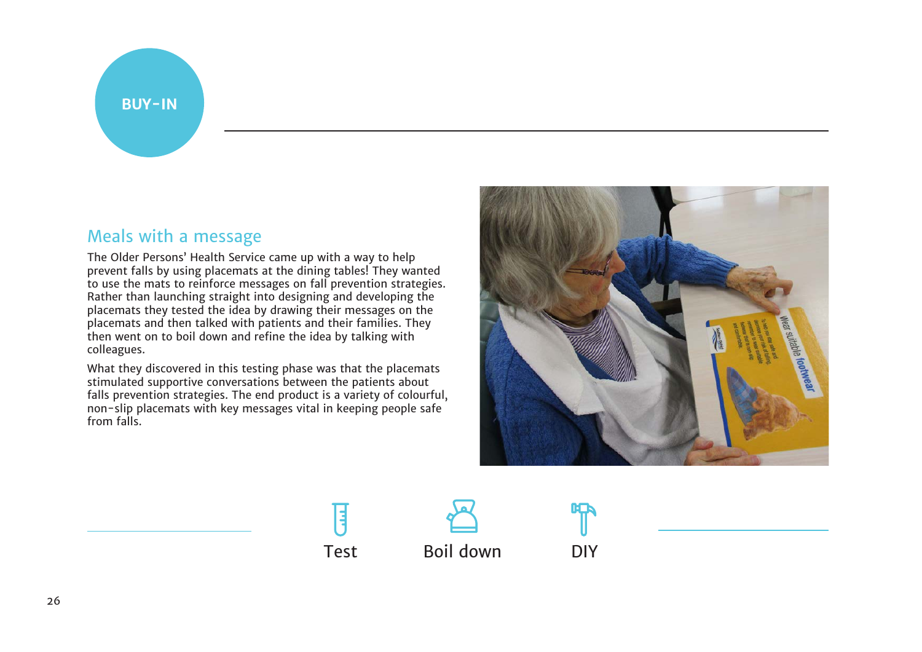**BUY-IN**

## Meals with a message

The Older Persons' Health Service came up with a way to help prevent falls by using placemats at the dining tables! They wanted to use the mats to reinforce messages on fall prevention strategies. Rather than launching straight into designing and developing the placemats they tested the idea by drawing their messages on the placemats and then talked with patients and their families. They then went on to boil down and refine the idea by talking with colleagues.

What they discovered in this testing phase was that the placemats stimulated supportive conversations between the patients about falls prevention strategies. The end product is a variety of colourful, non-slip placemats with key messages vital in keeping people safe from falls.

Test | Boil down | DIY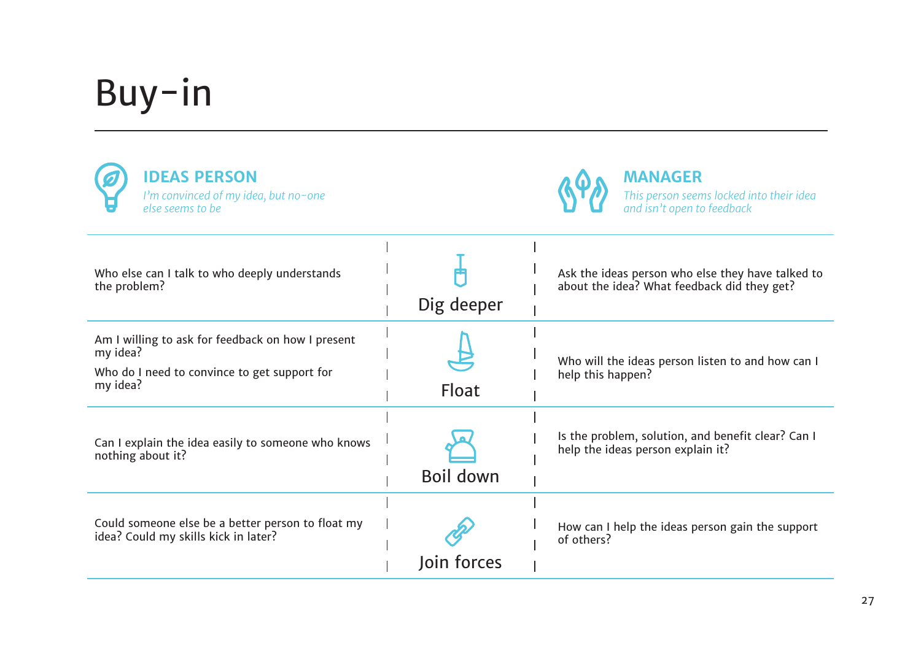# Buy-in

| **IDEAS PERSON**<br>*I'm convinced of my idea, but no-one else seems to be* | | **MANAGER**<br>*This person seems locked into their idea and isn't open to feedback* |
|---|---|---|
| Who else can I talk to who deeply understands the problem? | Dig deeper | Ask the ideas person who else they have talked to about the idea? What feedback did they get? |
| Am I willing to ask for feedback on how I present my idea?<br>Who do I need to convince to get support for my idea? | Float | Who will the ideas person listen to and how can I help this happen? |
| Can I explain the idea easily to someone who knows nothing about it? | Boil down | Is the problem, solution, and benefit clear? Can I help the ideas person explain it? |
| Could someone else be a better person to float my idea? Could my skills kick in later? | Join forces | How can I help the ideas person gain the support of others? |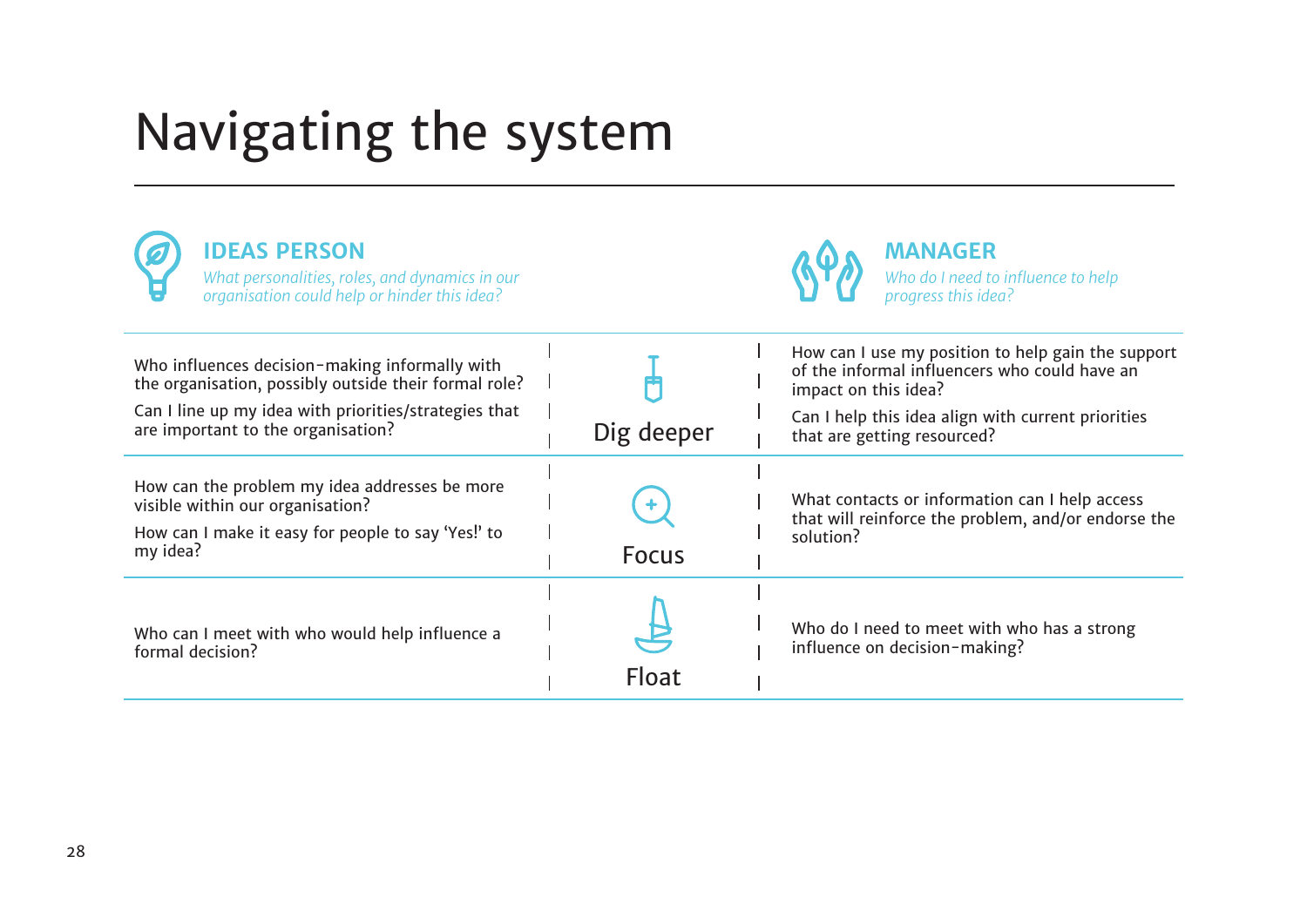# Navigating the system

| **IDEAS PERSON**<br>*What personalities, roles, and dynamics in our organisation could help or hinder this idea?* | | **MANAGER**<br>*Who do I need to influence to help progress this idea?* |
|---|---|---|
| Who influences decision-making informally with the organisation, possibly outside their formal role?<br>Can I line up my idea with priorities/strategies that are important to the organisation? | Dig deeper | How can I use my position to help gain the support of the informal influencers who could have an impact on this idea?<br>Can I help this idea align with current priorities that are getting resourced? |
| How can the problem my idea addresses be more visible within our organisation?<br>How can I make it easy for people to say 'Yes!' to my idea? | Focus | What contacts or information can I help access that will reinforce the problem, and/or endorse the solution? |
| Who can I meet with who would help influence a formal decision? | Float | Who do I need to meet with who has a strong influence on decision-making? |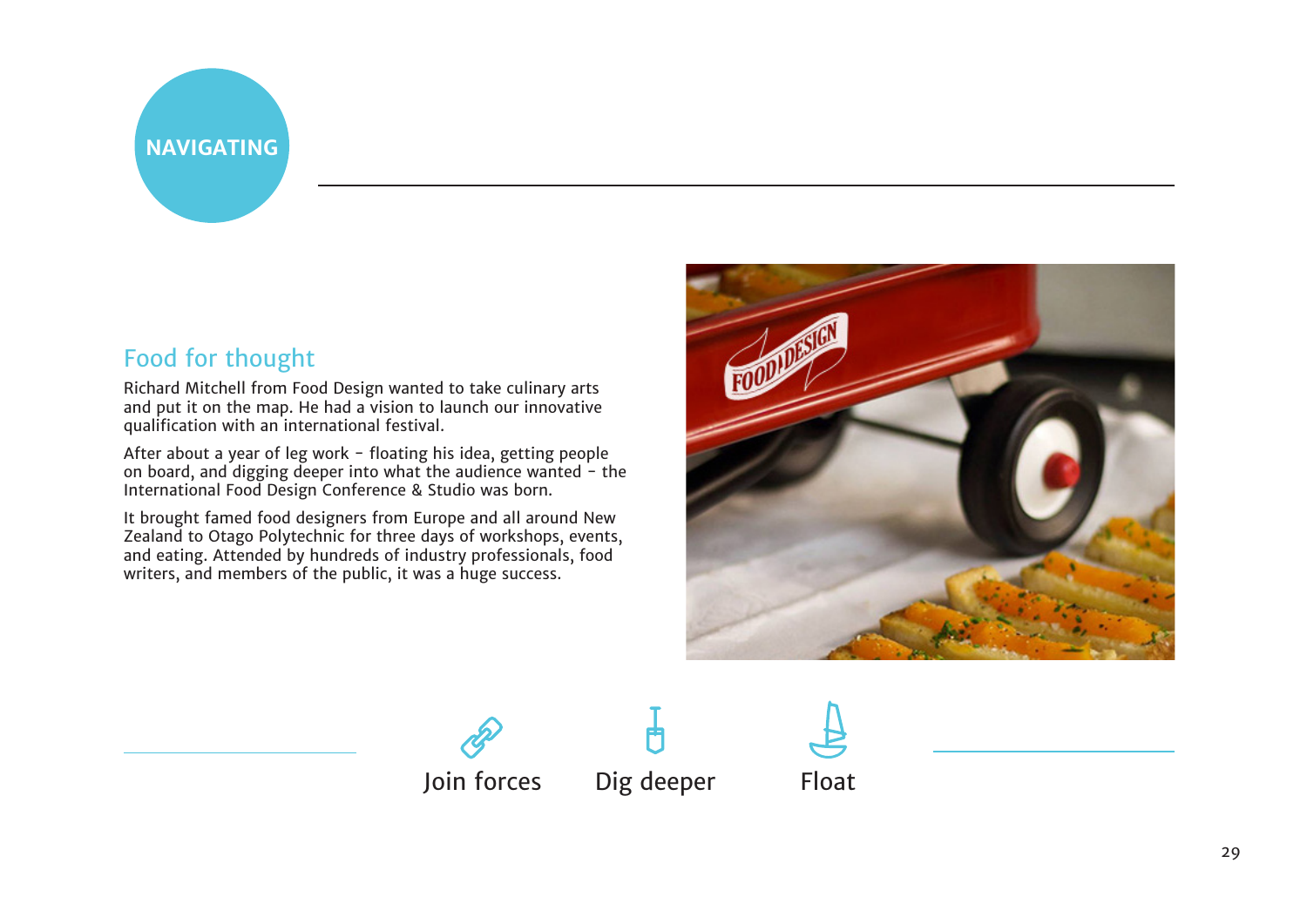NAVIGATING

## Food for thought

Richard Mitchell from Food Design wanted to take culinary arts and put it on the map. He had a vision to launch our innovative qualification with an international festival.

After about a year of leg work - floating his idea, getting people on board, and digging deeper into what the audience wanted - the International Food Design Conference & Studio was born.

It brought famed food designers from Europe and all around New Zealand to Otago Polytechnic for three days of workshops, events, and eating. Attended by hundreds of industry professionals, food writers, and members of the public, it was a huge success.

Join forces · Dig deeper · Float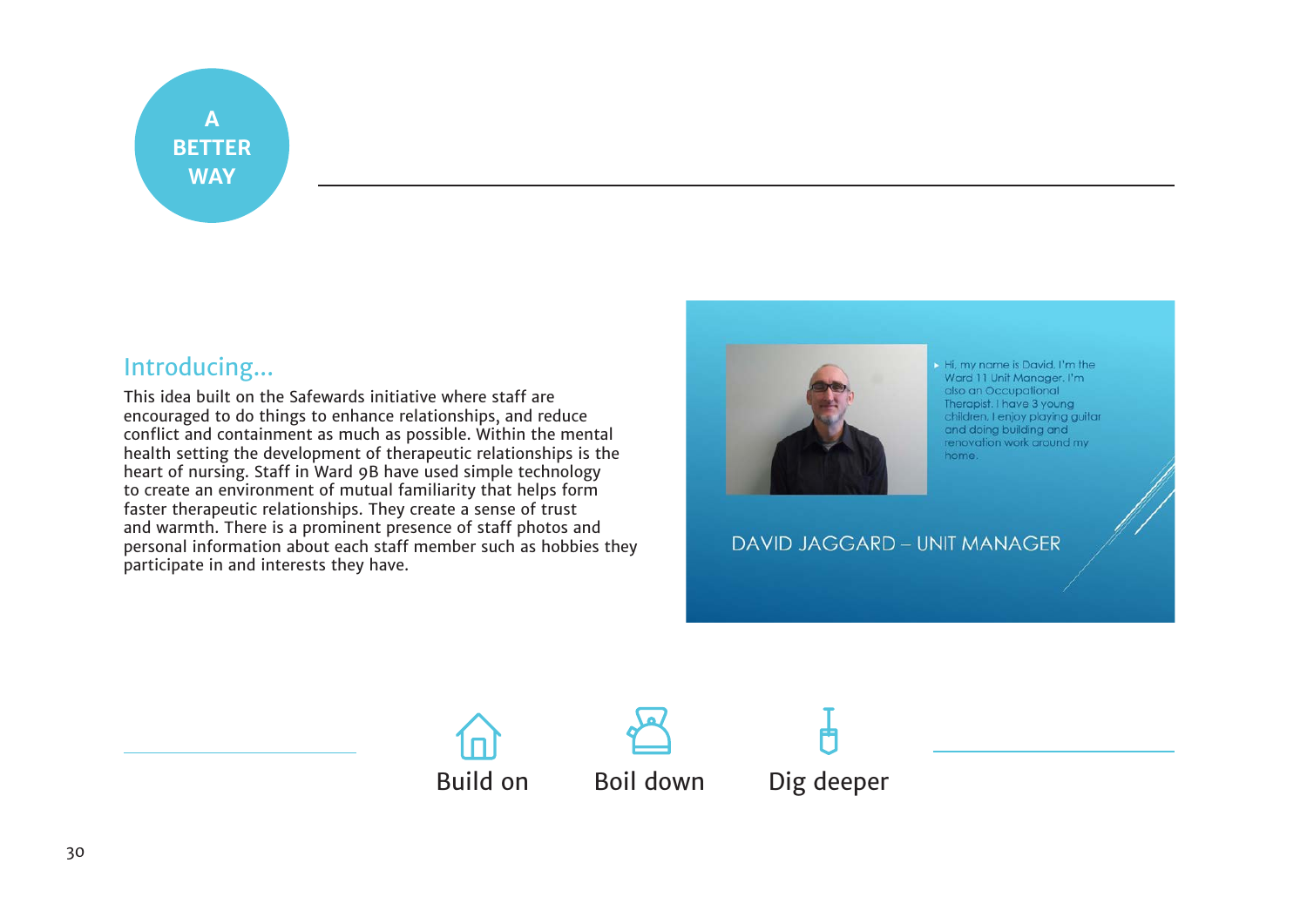A BETTER WAY

## Introducing...

This idea built on the Safewards initiative where staff are encouraged to do things to enhance relationships, and reduce conflict and containment as much as possible. Within the mental health setting the development of therapeutic relationships is the heart of nursing. Staff in Ward 9B have used simple technology to create an environment of mutual familiarity that helps form faster therapeutic relationships. They create a sense of trust and warmth. There is a prominent presence of staff photos and personal information about each staff member such as hobbies they participate in and interests they have.

- Hi, my name is David. I'm the Ward 11 Unit Manager. I'm also an Occupational Therapist. I have 3 young children. I enjoy playing guitar and doing building and renovation work around my home.

DAVID JAGGARD – UNIT MANAGER

Build on | Boil down | Dig deeper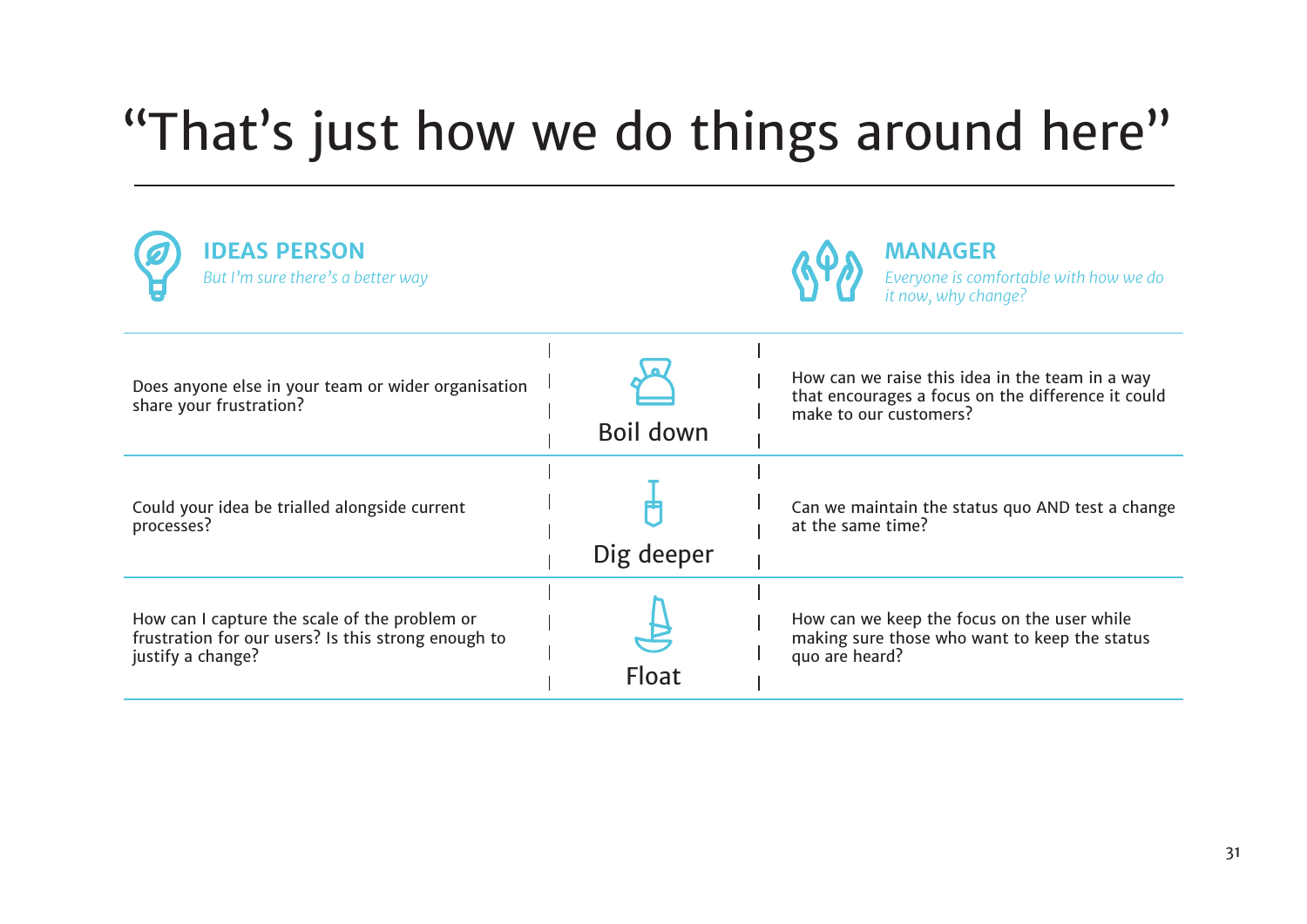# "That's just how we do things around here"

| **IDEAS PERSON**<br>*But I'm sure there's a better way* | | **MANAGER**<br>*Everyone is comfortable with how we do it now, why change?* |
|---|---|---|
| Does anyone else in your team or wider organisation share your frustration? | Boil down | How can we raise this idea in the team in a way that encourages a focus on the difference it could make to our customers? |
| Could your idea be trialled alongside current processes? | Dig deeper | Can we maintain the status quo AND test a change at the same time? |
| How can I capture the scale of the problem or frustration for our users? Is this strong enough to justify a change? | Float | How can we keep the focus on the user while making sure those who want to keep the status quo are heard? |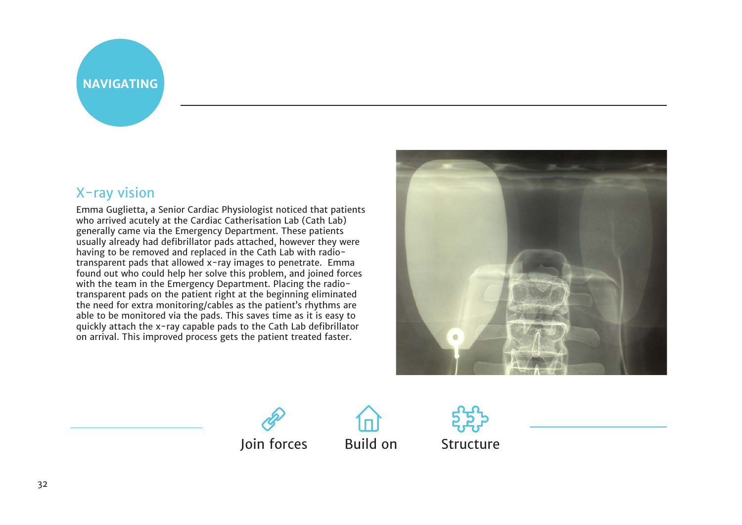NAVIGATING

## X-ray vision

Emma Guglietta, a Senior Cardiac Physiologist noticed that patients who arrived acutely at the Cardiac Catherisation Lab (Cath Lab) generally came via the Emergency Department. These patients usually already had defibrillator pads attached, however they were having to be removed and replaced in the Cath Lab with radio-transparent pads that allowed x-ray images to penetrate. Emma found out who could help her solve this problem, and joined forces with the team in the Emergency Department. Placing the radio-transparent pads on the patient right at the beginning eliminated the need for extra monitoring/cables as the patient's rhythms are able to be monitored via the pads. This saves time as it is easy to quickly attach the x-ray capable pads to the Cath Lab defibrillator on arrival. This improved process gets the patient treated faster.

Join forces | Build on | Structure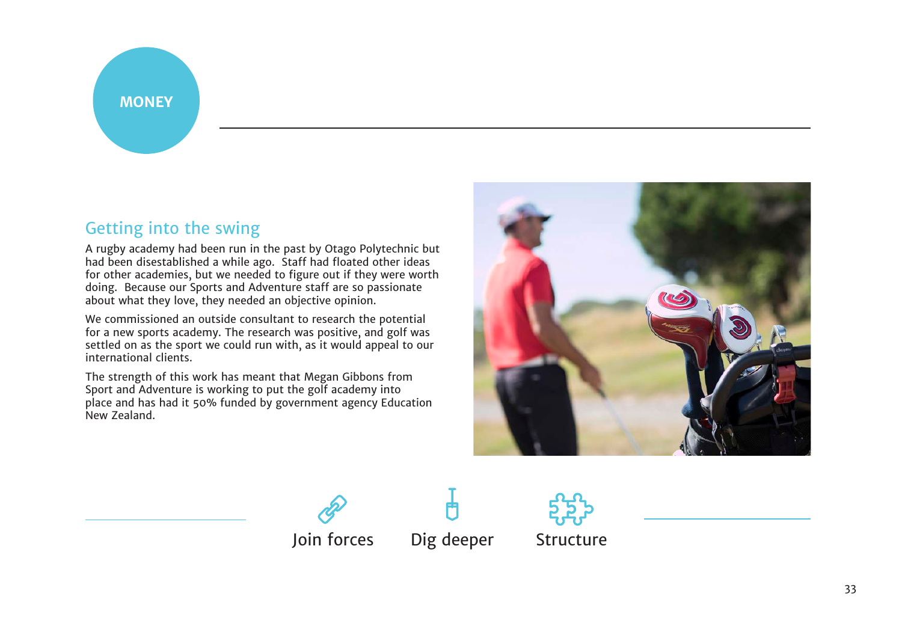MONEY

## Getting into the swing

A rugby academy had been run in the past by Otago Polytechnic but had been disestablished a while ago. Staff had floated other ideas for other academies, but we needed to figure out if they were worth doing. Because our Sports and Adventure staff are so passionate about what they love, they needed an objective opinion.

We commissioned an outside consultant to research the potential for a new sports academy. The research was positive, and golf was settled on as the sport we could run with, as it would appeal to our international clients.

The strength of this work has meant that Megan Gibbons from Sport and Adventure is working to put the golf academy into place and has had it 50% funded by government agency Education New Zealand.

Join forces    Dig deeper    Structure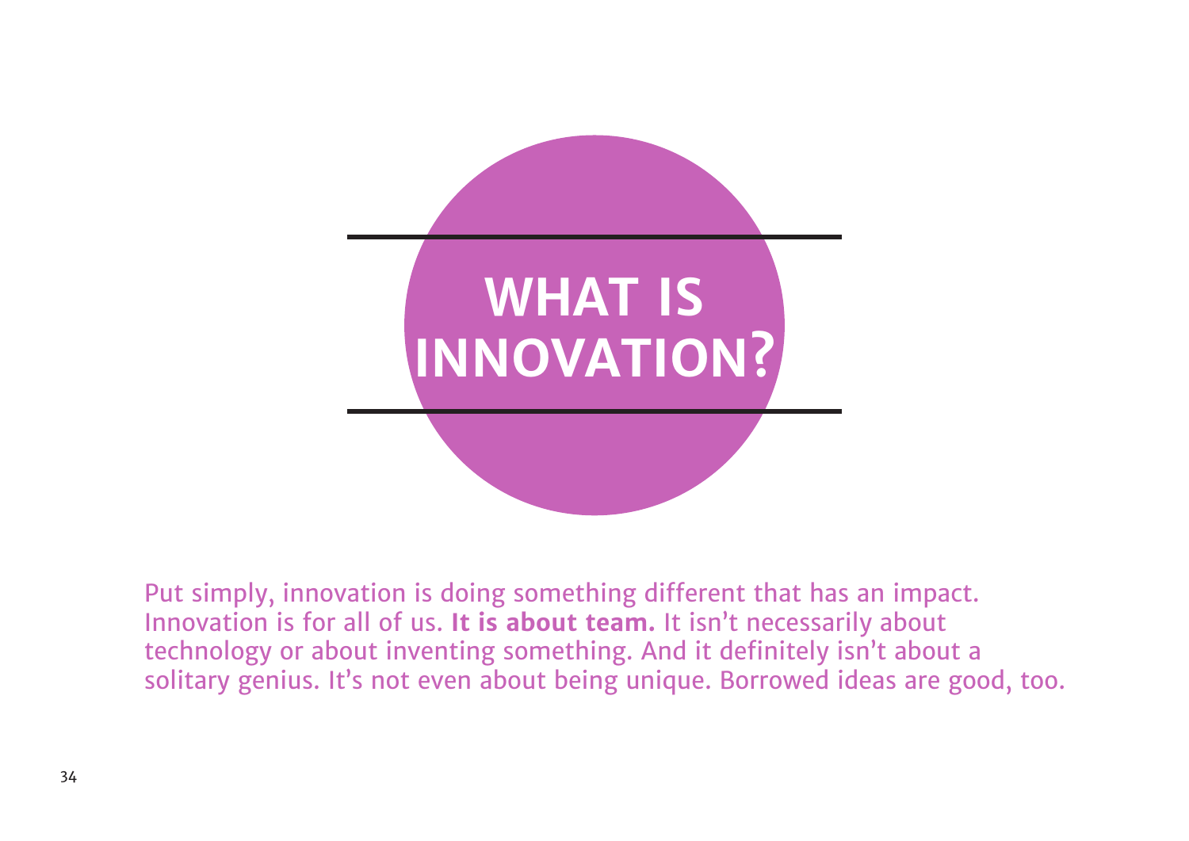# WHAT IS INNOVATION?

Put simply, innovation is doing something different that has an impact. Innovation is for all of us. **It is about team.** It isn't necessarily about technology or about inventing something. And it definitely isn't about a solitary genius. It's not even about being unique. Borrowed ideas are good, too.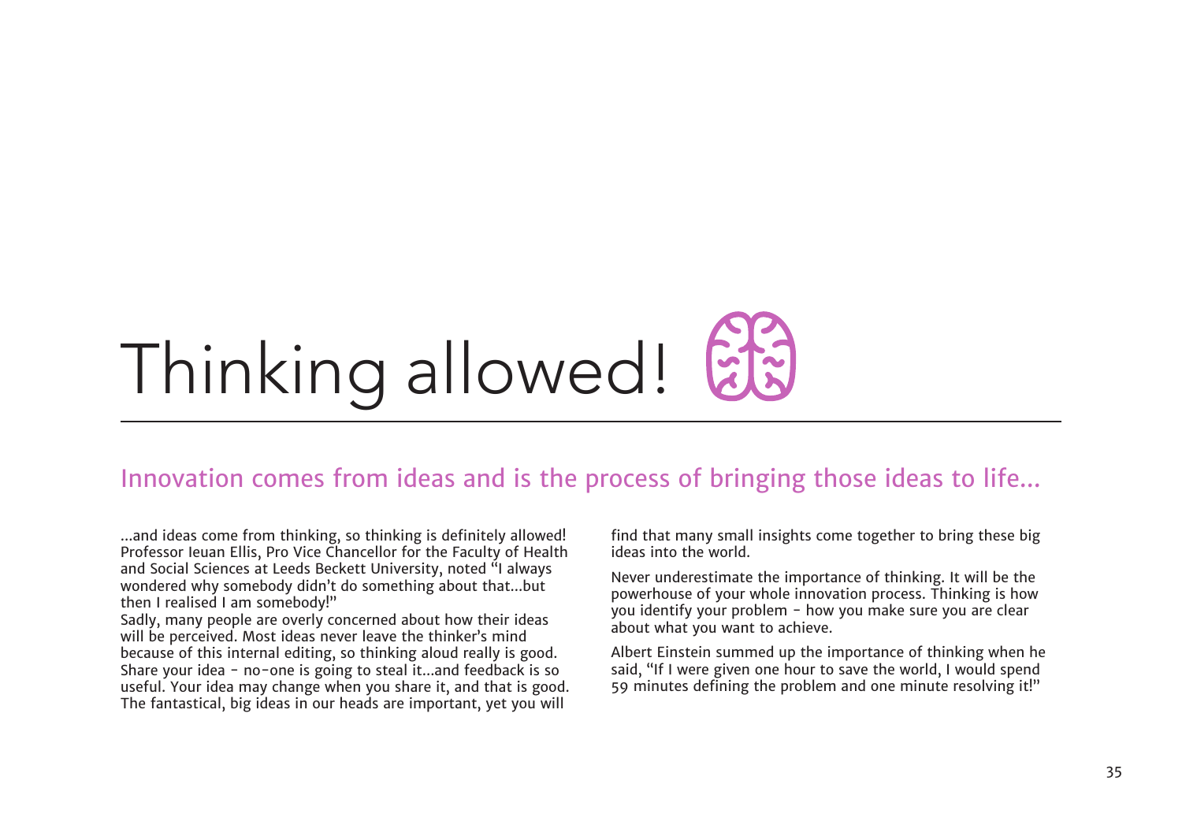# Thinking allowed!

## Innovation comes from ideas and is the process of bringing those ideas to life...

...and ideas come from thinking, so thinking is definitely allowed! Professor Ieuan Ellis, Pro Vice Chancellor for the Faculty of Health and Social Sciences at Leeds Beckett University, noted "I always wondered why somebody didn't do something about that...but then I realised I am somebody!"

Sadly, many people are overly concerned about how their ideas will be perceived. Most ideas never leave the thinker's mind because of this internal editing, so thinking aloud really is good. Share your idea - no-one is going to steal it...and feedback is so useful. Your idea may change when you share it, and that is good. The fantastical, big ideas in our heads are important, yet you will find that many small insights come together to bring these big ideas into the world.

Never underestimate the importance of thinking. It will be the powerhouse of your whole innovation process. Thinking is how you identify your problem - how you make sure you are clear about what you want to achieve.

Albert Einstein summed up the importance of thinking when he said, "If I were given one hour to save the world, I would spend 59 minutes defining the problem and one minute resolving it!"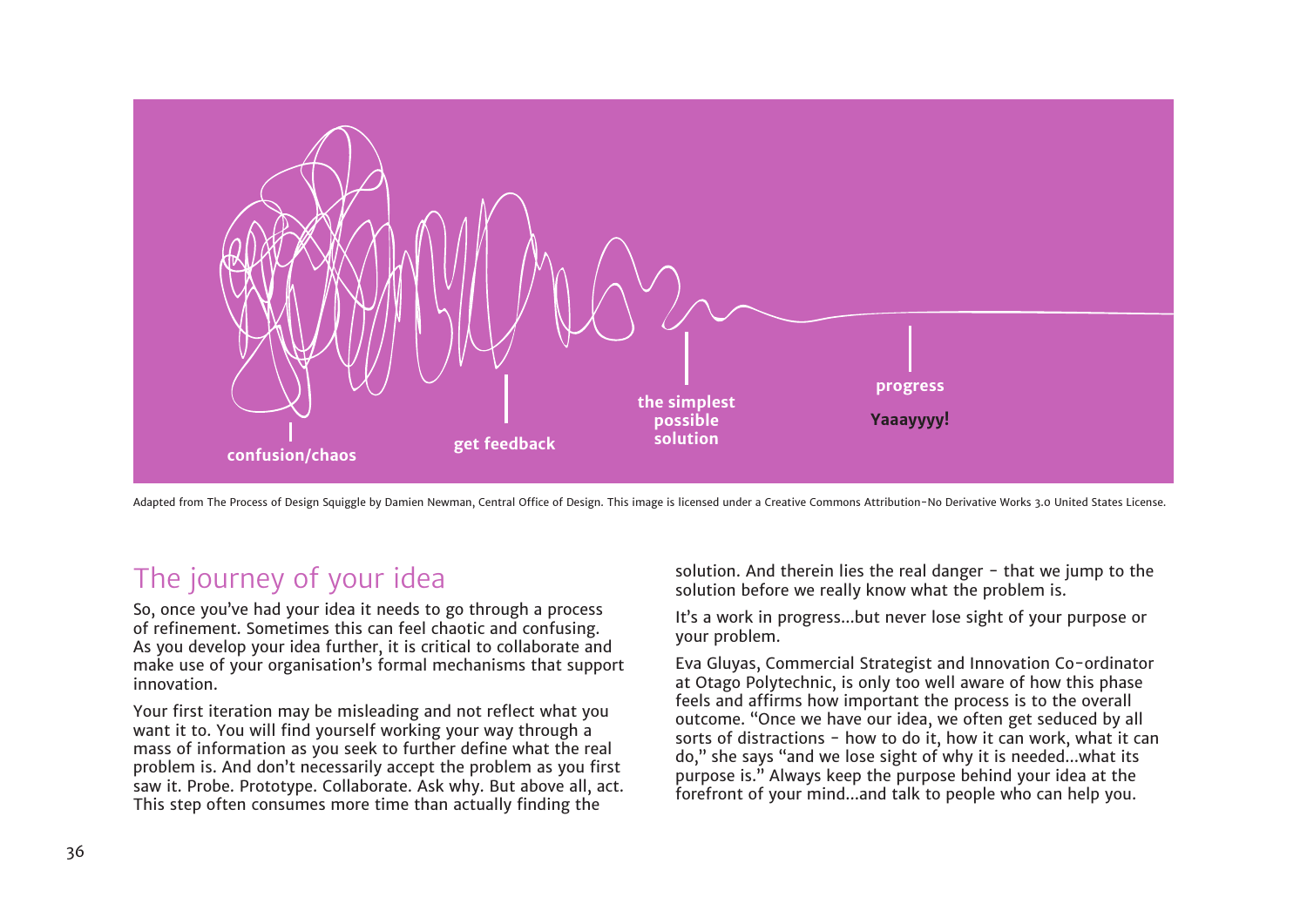confusion/chaos

get feedback

the simplest possible solution

progress

**Yaaayyyy!**

Adapted from The Process of Design Squiggle by Damien Newman, Central Office of Design. This image is licensed under a Creative Commons Attribution-No Derivative Works 3.0 United States License.

## The journey of your idea

So, once you've had your idea it needs to go through a process of refinement. Sometimes this can feel chaotic and confusing. As you develop your idea further, it is critical to collaborate and make use of your organisation's formal mechanisms that support innovation.

Your first iteration may be misleading and not reflect what you want it to. You will find yourself working your way through a mass of information as you seek to further define what the real problem is. And don't necessarily accept the problem as you first saw it. Probe. Prototype. Collaborate. Ask why. But above all, act. This step often consumes more time than actually finding the solution. And therein lies the real danger - that we jump to the solution before we really know what the problem is.

It's a work in progress...but never lose sight of your purpose or your problem.

Eva Gluyas, Commercial Strategist and Innovation Co-ordinator at Otago Polytechnic, is only too well aware of how this phase feels and affirms how important the process is to the overall outcome. "Once we have our idea, we often get seduced by all sorts of distractions - how to do it, how it can work, what it can do," she says "and we lose sight of why it is needed...what its purpose is." Always keep the purpose behind your idea at the forefront of your mind...and talk to people who can help you.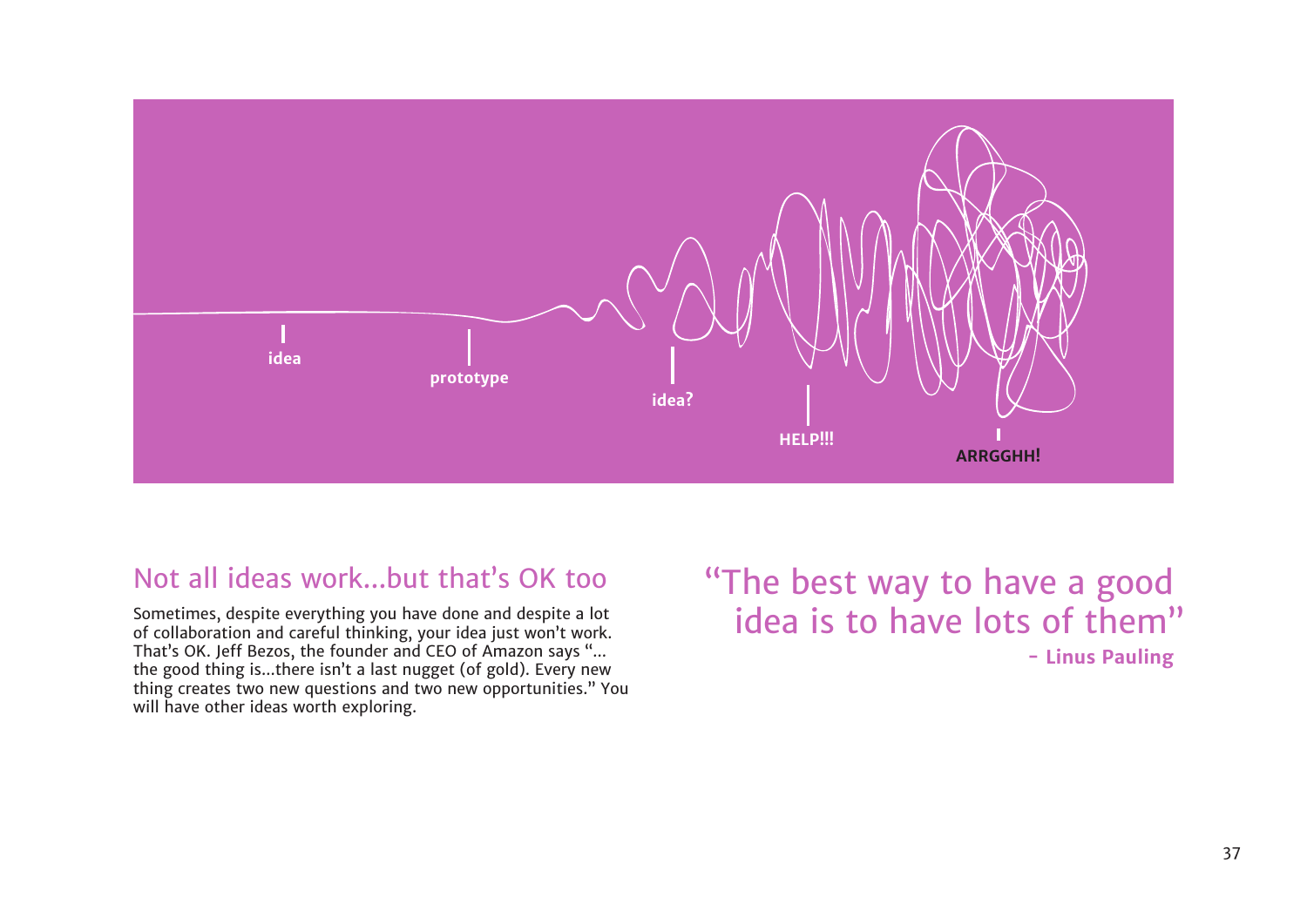idea

prototype

idea?

HELP!!!

ARRGGHH!

## Not all ideas work...but that's OK too

Sometimes, despite everything you have done and despite a lot of collaboration and careful thinking, your idea just won't work. That's OK. Jeff Bezos, the founder and CEO of Amazon says "... the good thing is...there isn't a last nugget (of gold). Every new thing creates two new questions and two new opportunities." You will have other ideas worth exploring.

"The best way to have a good idea is to have lots of them"

**- Linus Pauling**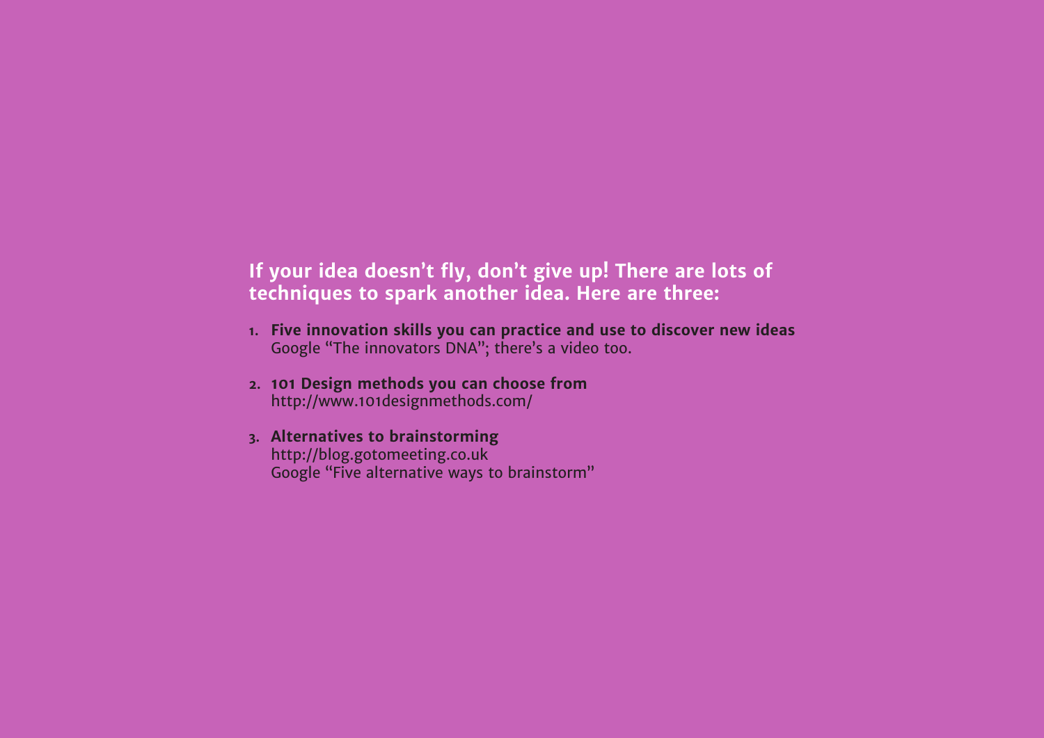**If your idea doesn't fly, don't give up! There are lots of techniques to spark another idea. Here are three:**

1. **Five innovation skills you can practice and use to discover new ideas**
   Google "The innovators DNA"; there's a video too.

2. **101 Design methods you can choose from**
   http://www.101designmethods.com/

3. **Alternatives to brainstorming**
   http://blog.gotomeeting.co.uk
   Google "Five alternative ways to brainstorm"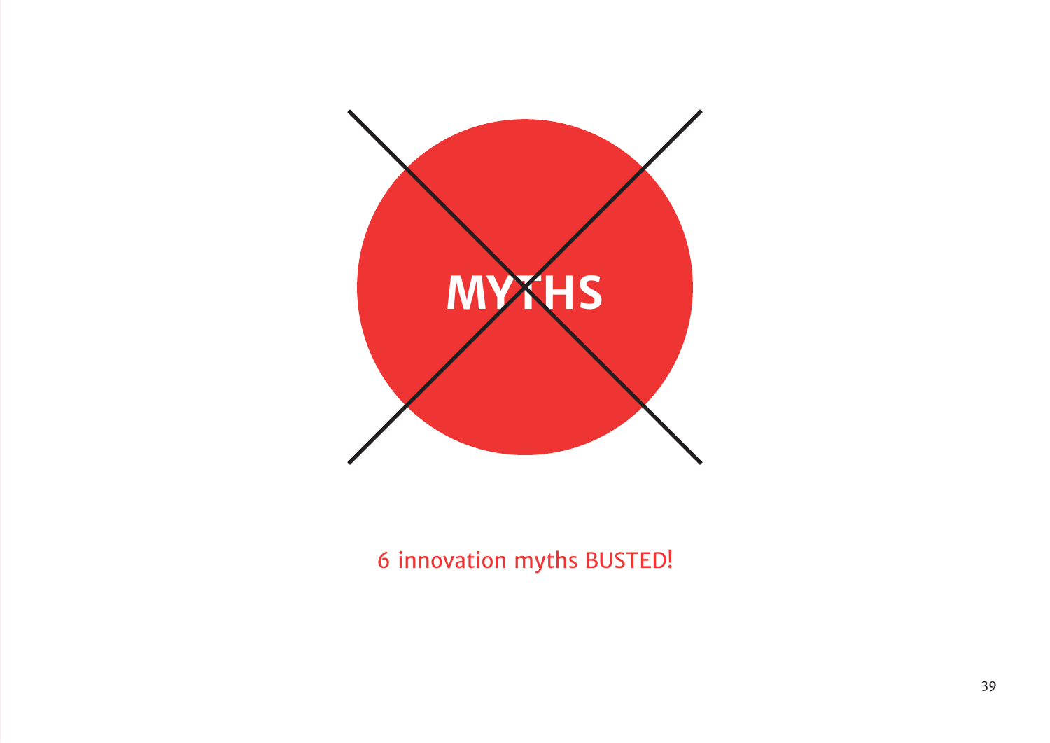# MYTHS

6 innovation myths BUSTED!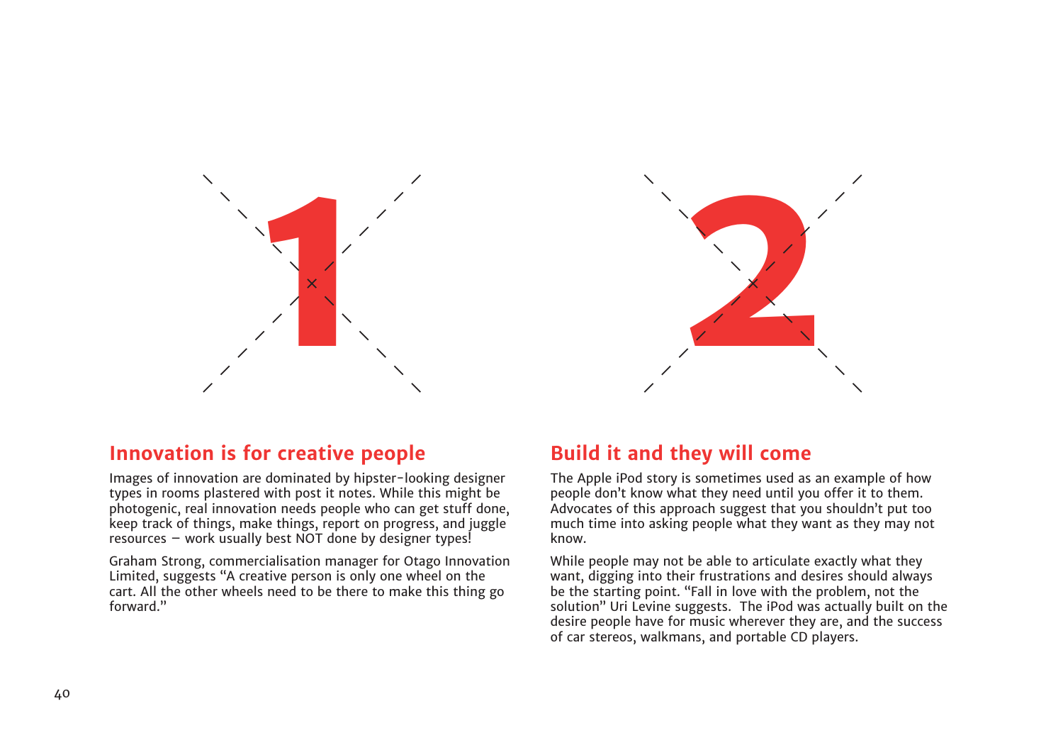1

## Innovation is for creative people

Images of innovation are dominated by hipster-looking designer types in rooms plastered with post it notes. While this might be photogenic, real innovation needs people who can get stuff done, keep track of things, make things, report on progress, and juggle resources – work usually best NOT done by designer types!

Graham Strong, commercialisation manager for Otago Innovation Limited, suggests “A creative person is only one wheel on the cart. All the other wheels need to be there to make this thing go forward.”

2

## Build it and they will come

The Apple iPod story is sometimes used as an example of how people don’t know what they need until you offer it to them. Advocates of this approach suggest that you shouldn’t put too much time into asking people what they want as they may not know.

While people may not be able to articulate exactly what they want, digging into their frustrations and desires should always be the starting point. “Fall in love with the problem, not the solution” Uri Levine suggests. The iPod was actually built on the desire people have for music wherever they are, and the success of car stereos, walkmans, and portable CD players.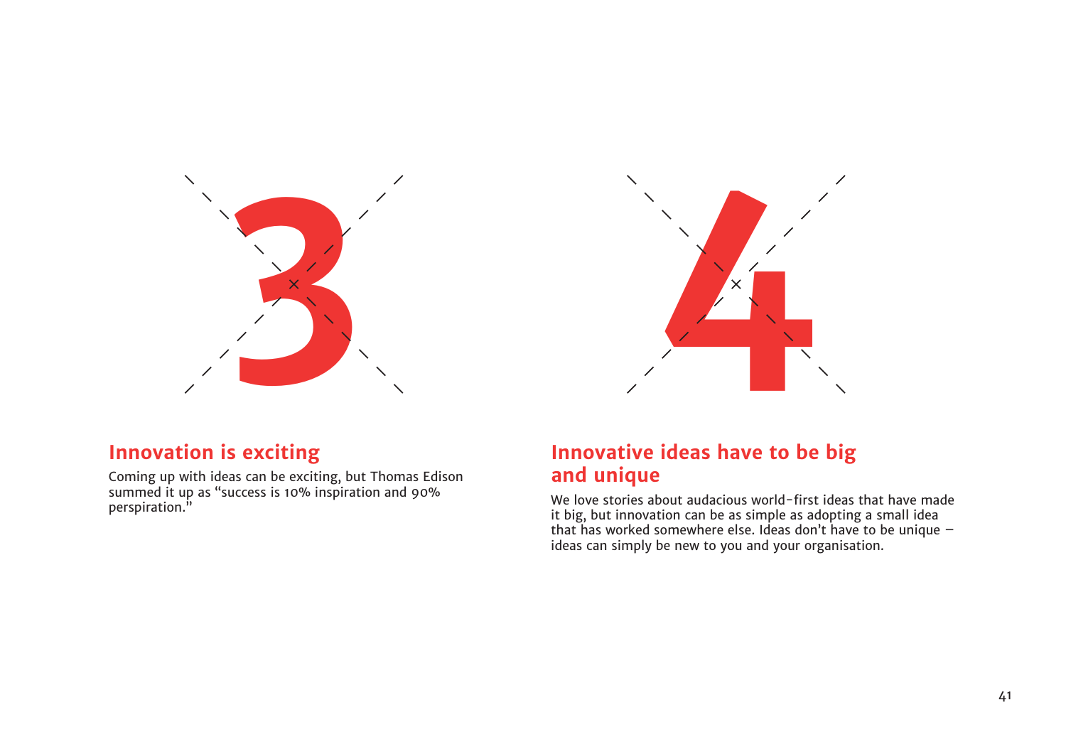3

## Innovation is exciting

Coming up with ideas can be exciting, but Thomas Edison summed it up as "success is 10% inspiration and 90% perspiration."

4

## Innovative ideas have to be big and unique

We love stories about audacious world-first ideas that have made it big, but innovation can be as simple as adopting a small idea that has worked somewhere else. Ideas don't have to be unique – ideas can simply be new to you and your organisation.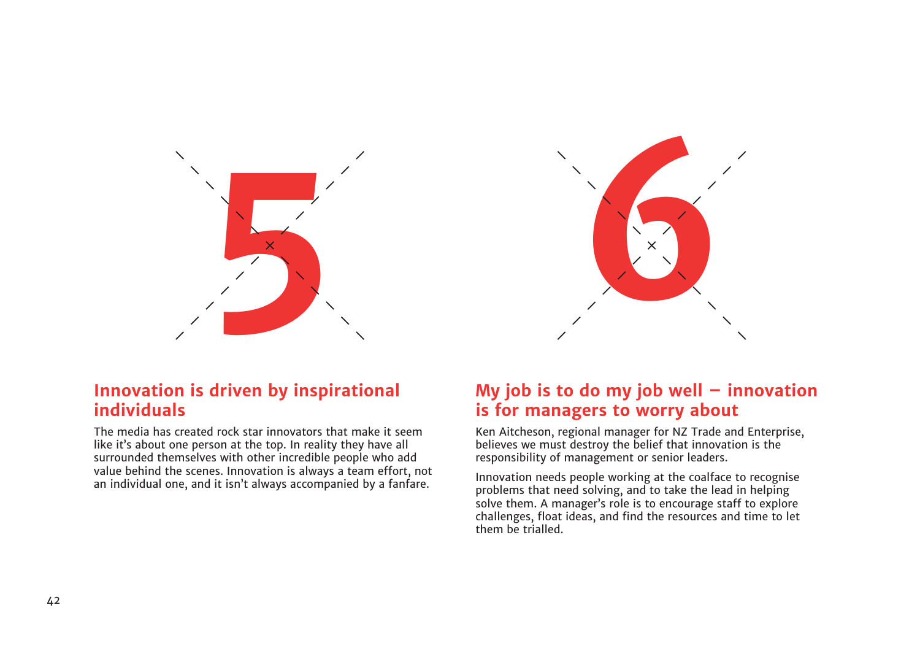5

## Innovation is driven by inspirational individuals

The media has created rock star innovators that make it seem like it's about one person at the top. In reality they have all surrounded themselves with other incredible people who add value behind the scenes. Innovation is always a team effort, not an individual one, and it isn't always accompanied by a fanfare.

6

## My job is to do my job well – innovation is for managers to worry about

Ken Aitcheson, regional manager for NZ Trade and Enterprise, believes we must destroy the belief that innovation is the responsibility of management or senior leaders.

Innovation needs people working at the coalface to recognise problems that need solving, and to take the lead in helping solve them. A manager's role is to encourage staff to explore challenges, float ideas, and find the resources and time to let them be trialled.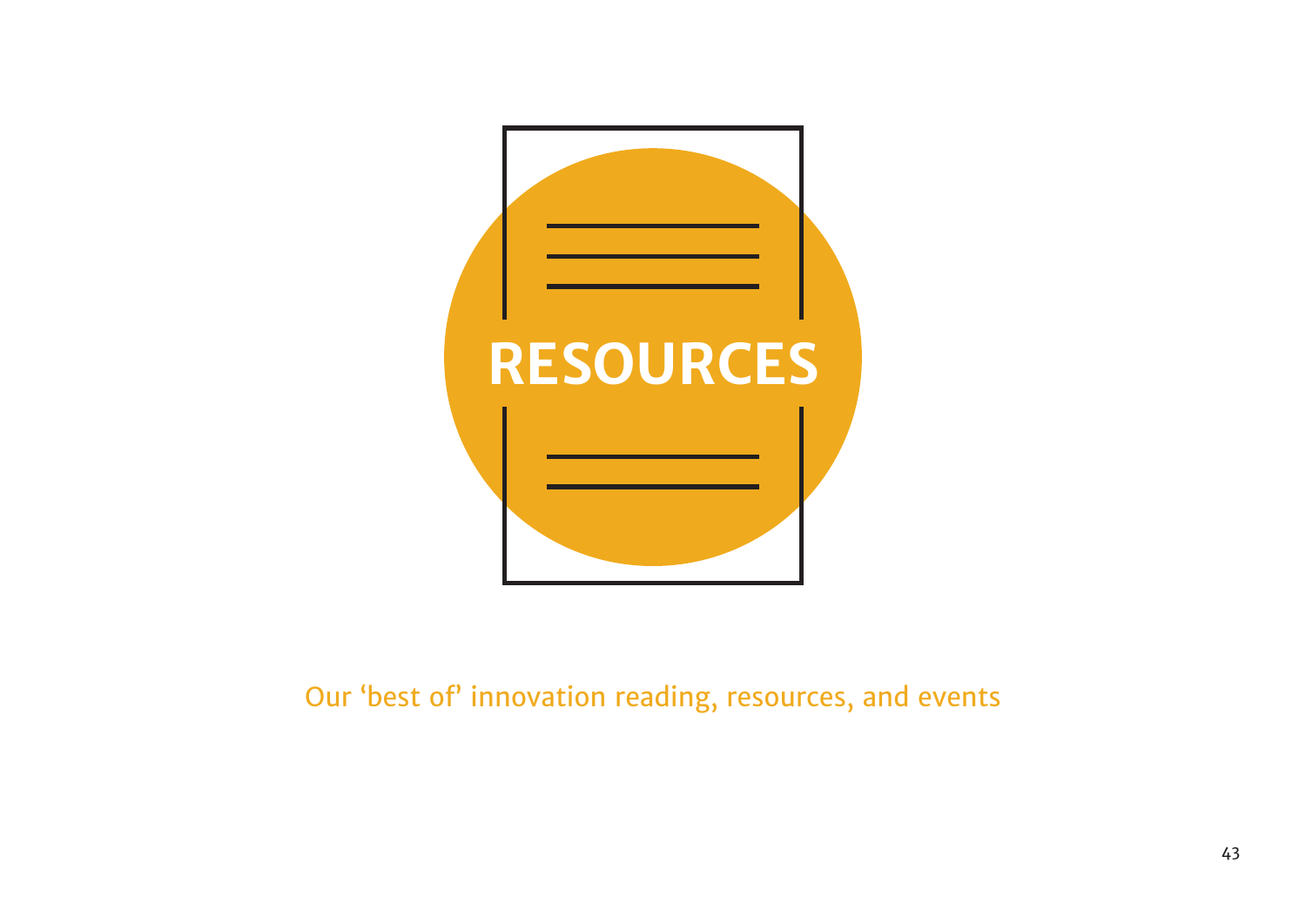# RESOURCES

Our ‘best of’ innovation reading, resources, and events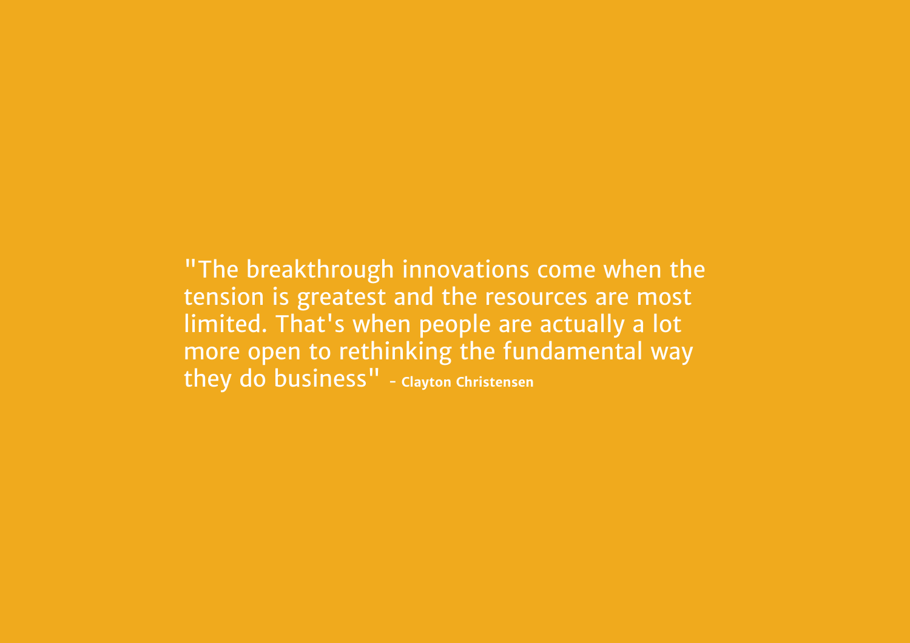"The breakthrough innovations come when the tension is greatest and the resources are most limited. That's when people are actually a lot more open to rethinking the fundamental way they do business" - **Clayton Christensen**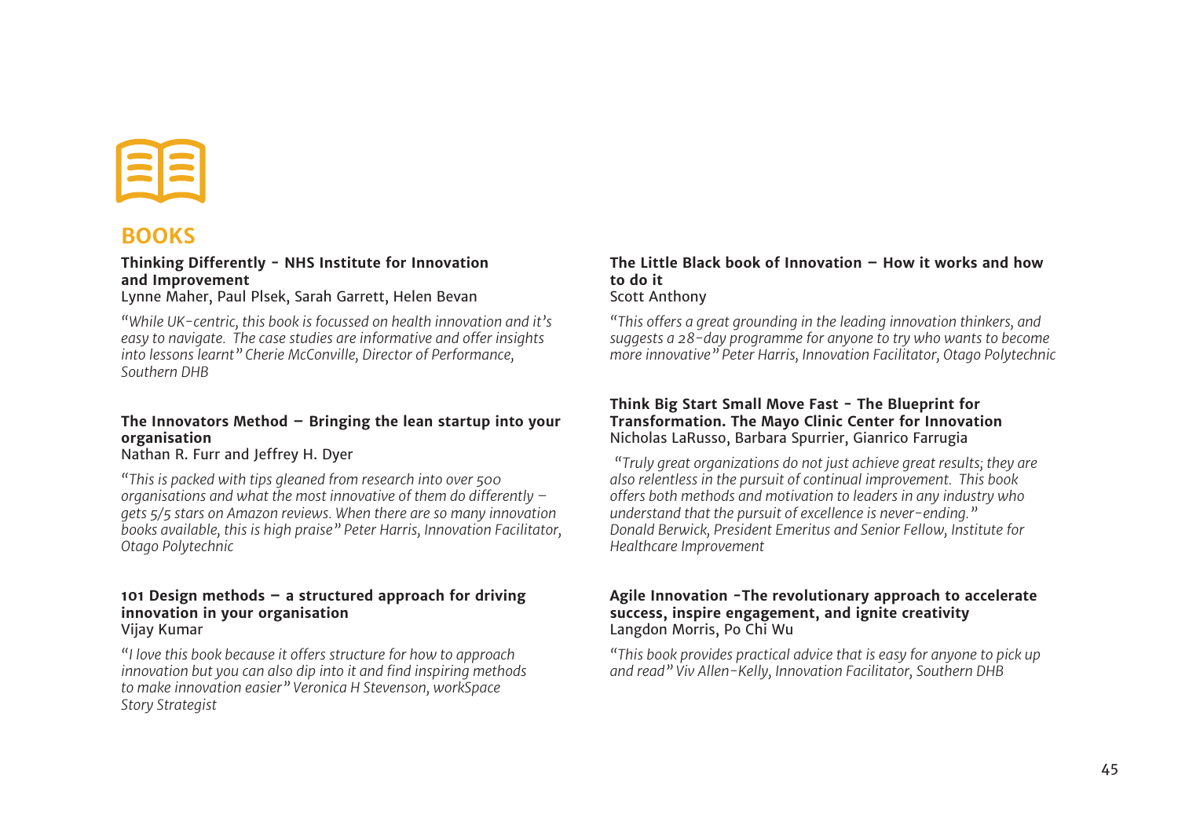## BOOKS

**Thinking Differently - NHS Institute for Innovation and Improvement**
Lynne Maher, Paul Plsek, Sarah Garrett, Helen Bevan

*"While UK-centric, this book is focussed on health innovation and it's easy to navigate. The case studies are informative and offer insights into lessons learnt" Cherie McConville, Director of Performance, Southern DHB*

**The Innovators Method – Bringing the lean startup into your organisation**
Nathan R. Furr and Jeffrey H. Dyer

*"This is packed with tips gleaned from research into over 500 organisations and what the most innovative of them do differently – gets 5/5 stars on Amazon reviews. When there are so many innovation books available, this is high praise" Peter Harris, Innovation Facilitator, Otago Polytechnic*

**101 Design methods – a structured approach for driving innovation in your organisation**
Vijay Kumar

*"I love this book because it offers structure for how to approach innovation but you can also dip into it and find inspiring methods to make innovation easier" Veronica H Stevenson, workSpace Story Strategist*

**The Little Black book of Innovation – How it works and how to do it**
Scott Anthony

*"This offers a great grounding in the leading innovation thinkers, and suggests a 28-day programme for anyone to try who wants to become more innovative" Peter Harris, Innovation Facilitator, Otago Polytechnic*

**Think Big Start Small Move Fast - The Blueprint for Transformation. The Mayo Clinic Center for Innovation**
Nicholas LaRusso, Barbara Spurrier, Gianrico Farrugia

*"Truly great organizations do not just achieve great results; they are also relentless in the pursuit of continual improvement. This book offers both methods and motivation to leaders in any industry who understand that the pursuit of excellence is never-ending." Donald Berwick, President Emeritus and Senior Fellow, Institute for Healthcare Improvement*

**Agile Innovation -The revolutionary approach to accelerate success, inspire engagement, and ignite creativity**
Langdon Morris, Po Chi Wu

*"This book provides practical advice that is easy for anyone to pick up and read" Viv Allen-Kelly, Innovation Facilitator, Southern DHB*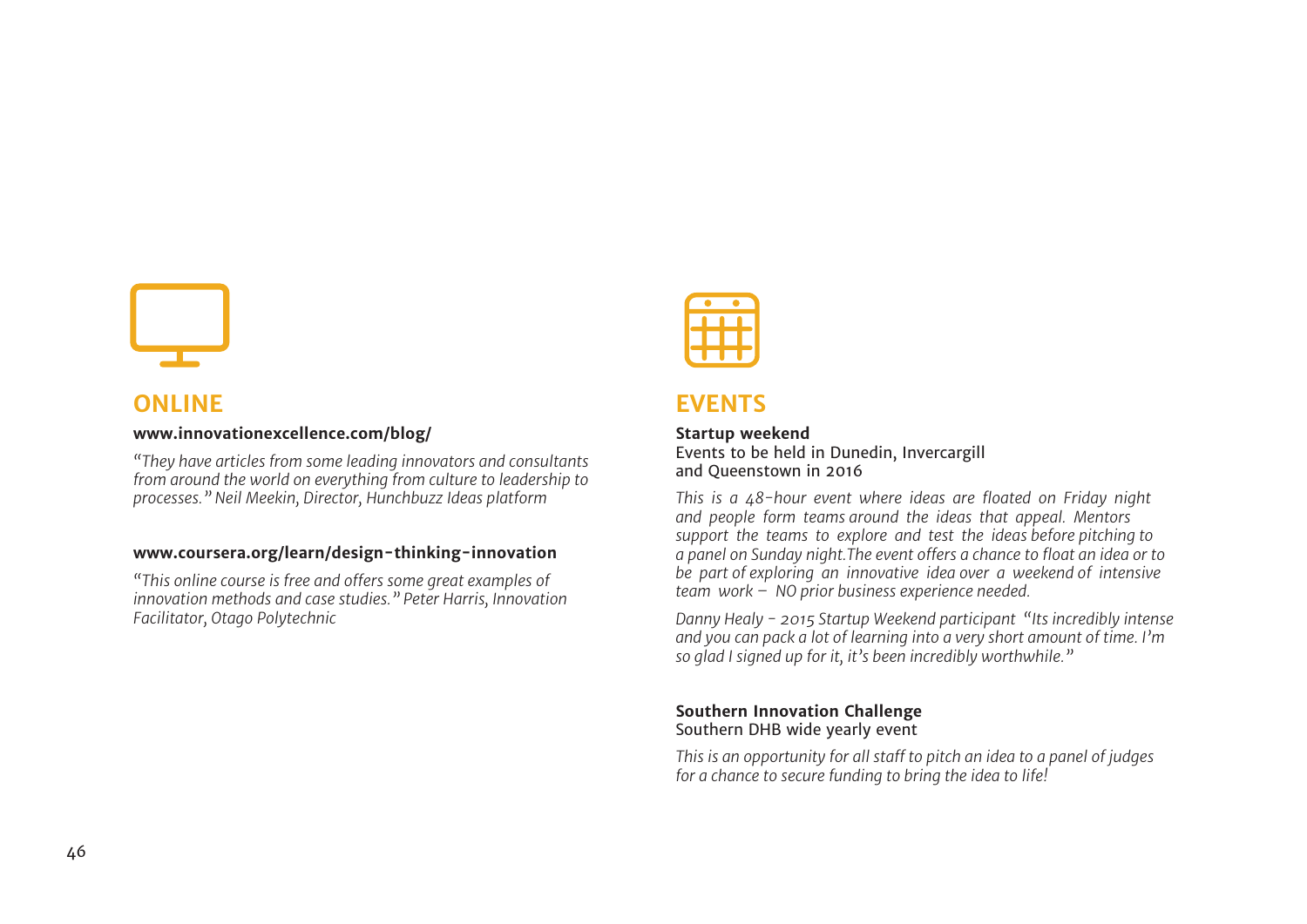## ONLINE

**www.innovationexcellence.com/blog/**

*"They have articles from some leading innovators and consultants from around the world on everything from culture to leadership to processes." Neil Meekin, Director, Hunchbuzz Ideas platform*

**www.coursera.org/learn/design-thinking-innovation**

*"This online course is free and offers some great examples of innovation methods and case studies." Peter Harris, Innovation Facilitator, Otago Polytechnic*

## EVENTS

**Startup weekend**
Events to be held in Dunedin, Invercargill and Queenstown in 2016

*This is a 48-hour event where ideas are floated on Friday night and people form teams around the ideas that appeal. Mentors support the teams to explore and test the ideas before pitching to a panel on Sunday night.The event offers a chance to float an idea or to be part of exploring an innovative idea over a weekend of intensive team work – NO prior business experience needed.*

*Danny Healy - 2015 Startup Weekend participant "Its incredibly intense and you can pack a lot of learning into a very short amount of time. I'm so glad I signed up for it, it's been incredibly worthwhile."*

**Southern Innovation Challenge**
Southern DHB wide yearly event

*This is an opportunity for all staff to pitch an idea to a panel of judges for a chance to secure funding to bring the idea to life!*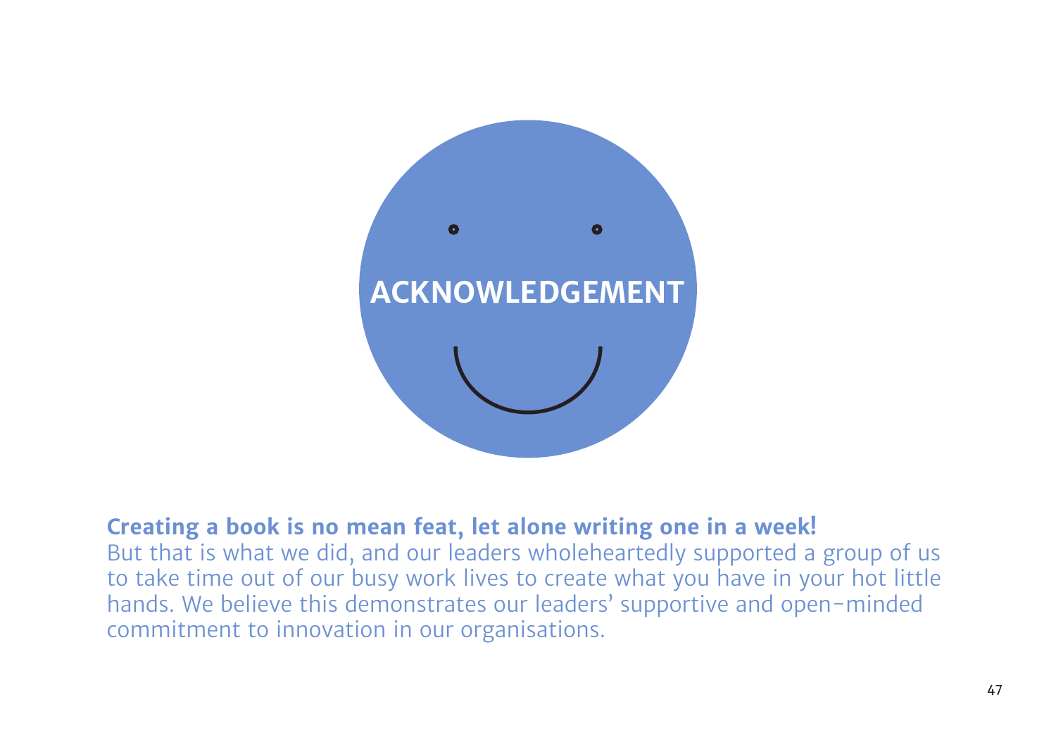# ACKNOWLEDGEMENT

**Creating a book is no mean feat, let alone writing one in a week!**
But that is what we did, and our leaders wholeheartedly supported a group of us to take time out of our busy work lives to create what you have in your hot little hands. We believe this demonstrates our leaders' supportive and open-minded commitment to innovation in our organisations.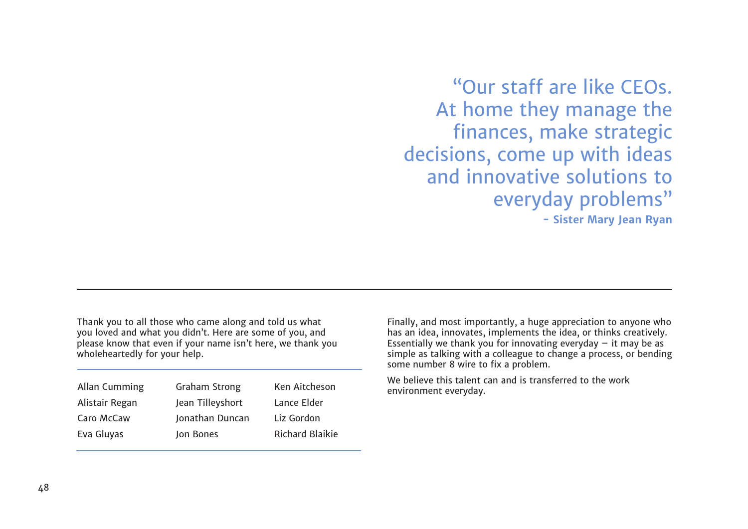> "Our staff are like CEOs. At home they manage the finances, make strategic decisions, come up with ideas and innovative solutions to everyday problems"
>
> **- Sister Mary Jean Ryan**

---

Thank you to all those who came along and told us what you loved and what you didn't. Here are some of you, and please know that even if your name isn't here, we thank you wholeheartedly for your help.

| | | |
|---|---|---|
| Allan Cumming | Graham Strong | Ken Aitcheson |
| Alistair Regan | Jean Tilleyshort | Lance Elder |
| Caro McCaw | Jonathan Duncan | Liz Gordon |
| Eva Gluyas | Jon Bones | Richard Blaikie |

Finally, and most importantly, a huge appreciation to anyone who has an idea, innovates, implements the idea, or thinks creatively. Essentially we thank you for innovating everyday – it may be as simple as talking with a colleague to change a process, or bending some number 8 wire to fix a problem.

We believe this talent can and is transferred to the work environment everyday.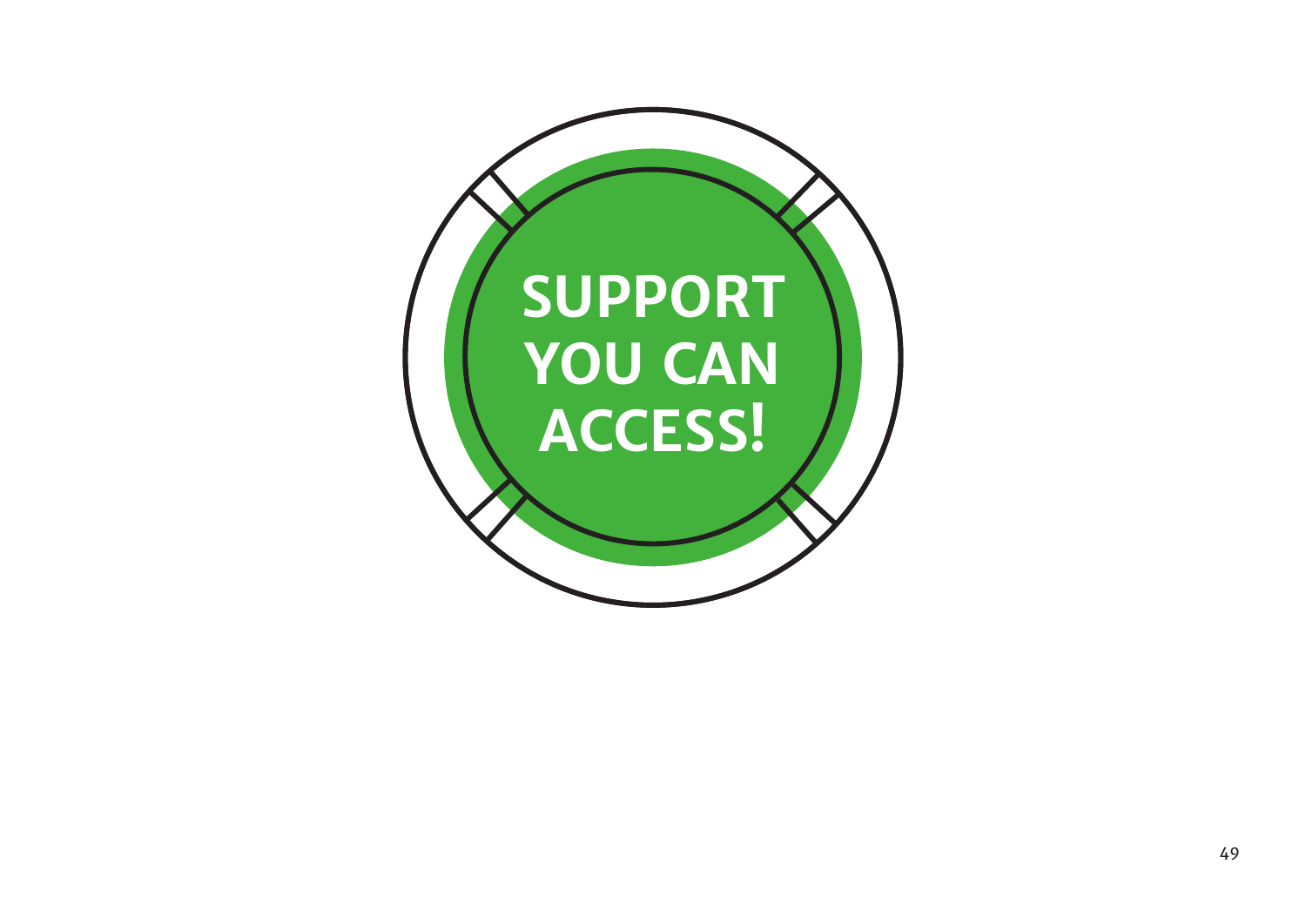# SUPPORT YOU CAN ACCESS!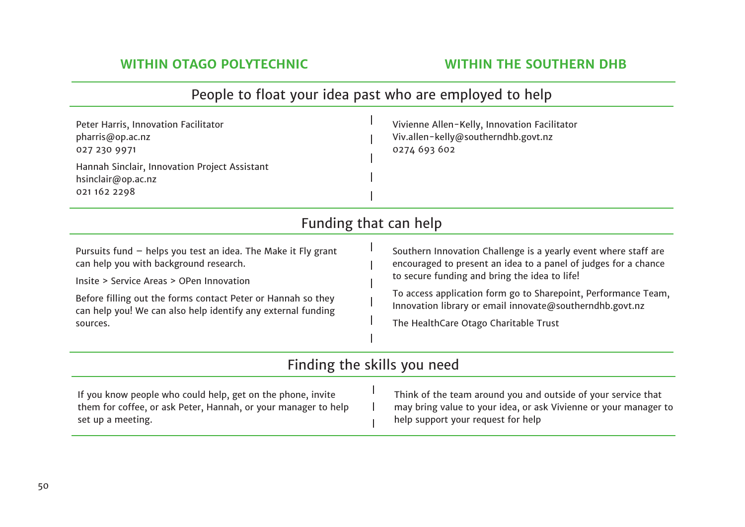| WITHIN OTAGO POLYTECHNIC | WITHIN THE SOUTHERN DHB |
|---|---|
| **People to float your idea past who are employed to help** | |
| Peter Harris, Innovation Facilitator<br>pharris@op.ac.nz<br>027 230 9971<br><br>Hannah Sinclair, Innovation Project Assistant<br>hsinclair@op.ac.nz<br>021 162 2298 | Vivienne Allen-Kelly, Innovation Facilitator<br>Viv.allen-kelly@southerndhb.govt.nz<br>0274 693 602 |
| **Funding that can help** | |
| Pursuits fund – helps you test an idea. The Make it Fly grant can help you with background research.<br><br>Insite > Service Areas > OPen Innovation<br><br>Before filling out the forms contact Peter or Hannah so they can help you! We can also help identify any external funding sources. | Southern Innovation Challenge is a yearly event where staff are encouraged to present an idea to a panel of judges for a chance to secure funding and bring the idea to life!<br><br>To access application form go to Sharepoint, Performance Team, Innovation library or email innovate@southerndhb.govt.nz<br><br>The HealthCare Otago Charitable Trust |
| **Finding the skills you need** | |
| If you know people who could help, get on the phone, invite them for coffee, or ask Peter, Hannah, or your manager to help set up a meeting. | Think of the team around you and outside of your service that may bring value to your idea, or ask Vivienne or your manager to help support your request for help |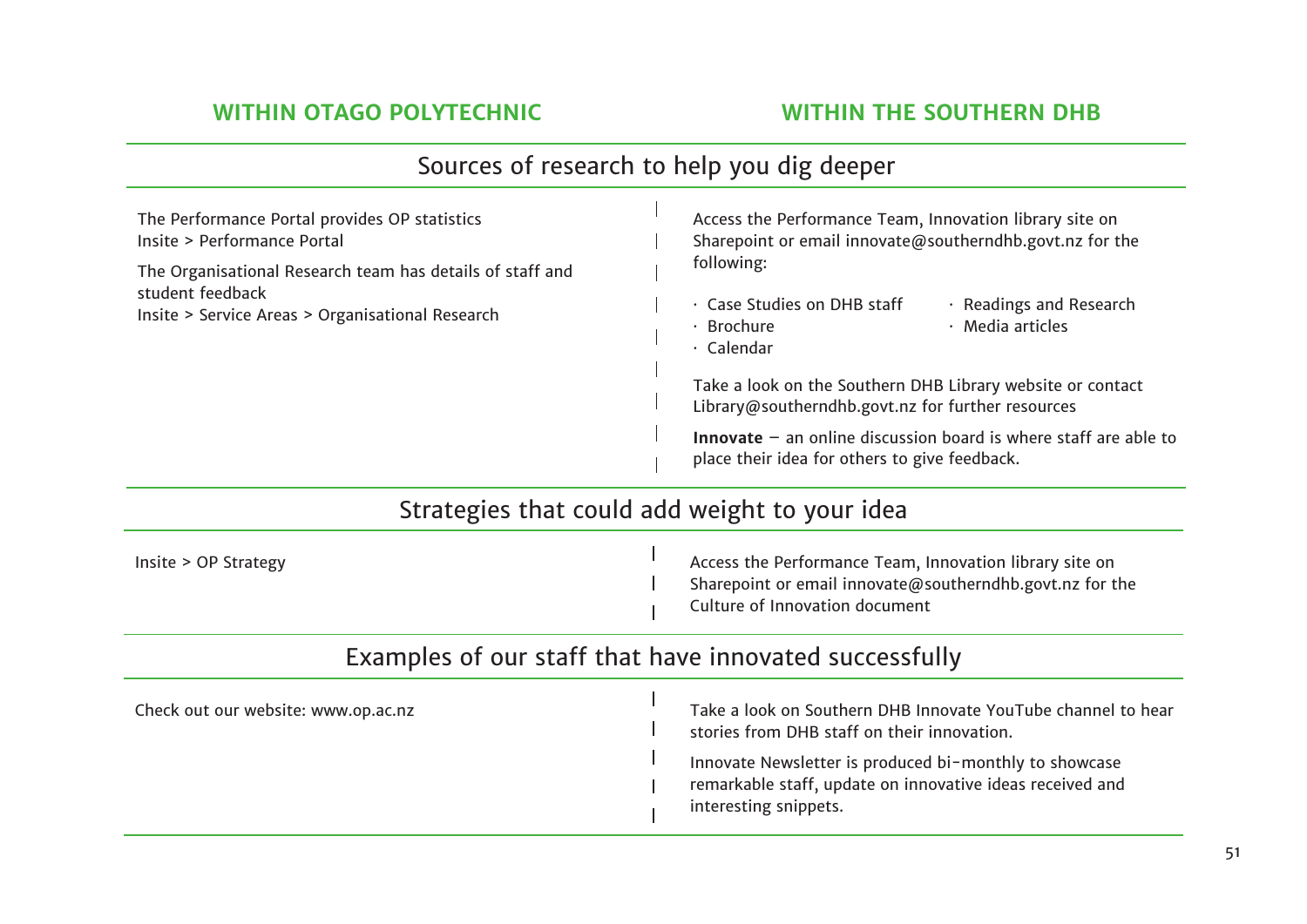| WITHIN OTAGO POLYTECHNIC | WITHIN THE SOUTHERN DHB |
|---|---|
| **Sources of research to help you dig deeper** | |
| The Performance Portal provides OP statistics<br>Insite > Performance Portal<br><br>The Organisational Research team has details of staff and student feedback<br>Insite > Service Areas > Organisational Research | Access the Performance Team, Innovation library site on Sharepoint or email innovate@southerndhb.govt.nz for the following:<br><br>· Case Studies on DHB staff<br>· Brochure<br>· Calendar<br>· Readings and Research<br>· Media articles<br><br>Take a look on the Southern DHB Library website or contact Library@southerndhb.govt.nz for further resources<br><br>**Innovate** – an online discussion board is where staff are able to place their idea for others to give feedback. |
| **Strategies that could add weight to your idea** | |
| Insite > OP Strategy | Access the Performance Team, Innovation library site on Sharepoint or email innovate@southerndhb.govt.nz for the Culture of Innovation document |
| **Examples of our staff that have innovated successfully** | |
| Check out our website: www.op.ac.nz | Take a look on Southern DHB Innovate YouTube channel to hear stories from DHB staff on their innovation.<br><br>Innovate Newsletter is produced bi-monthly to showcase remarkable staff, update on innovative ideas received and interesting snippets. |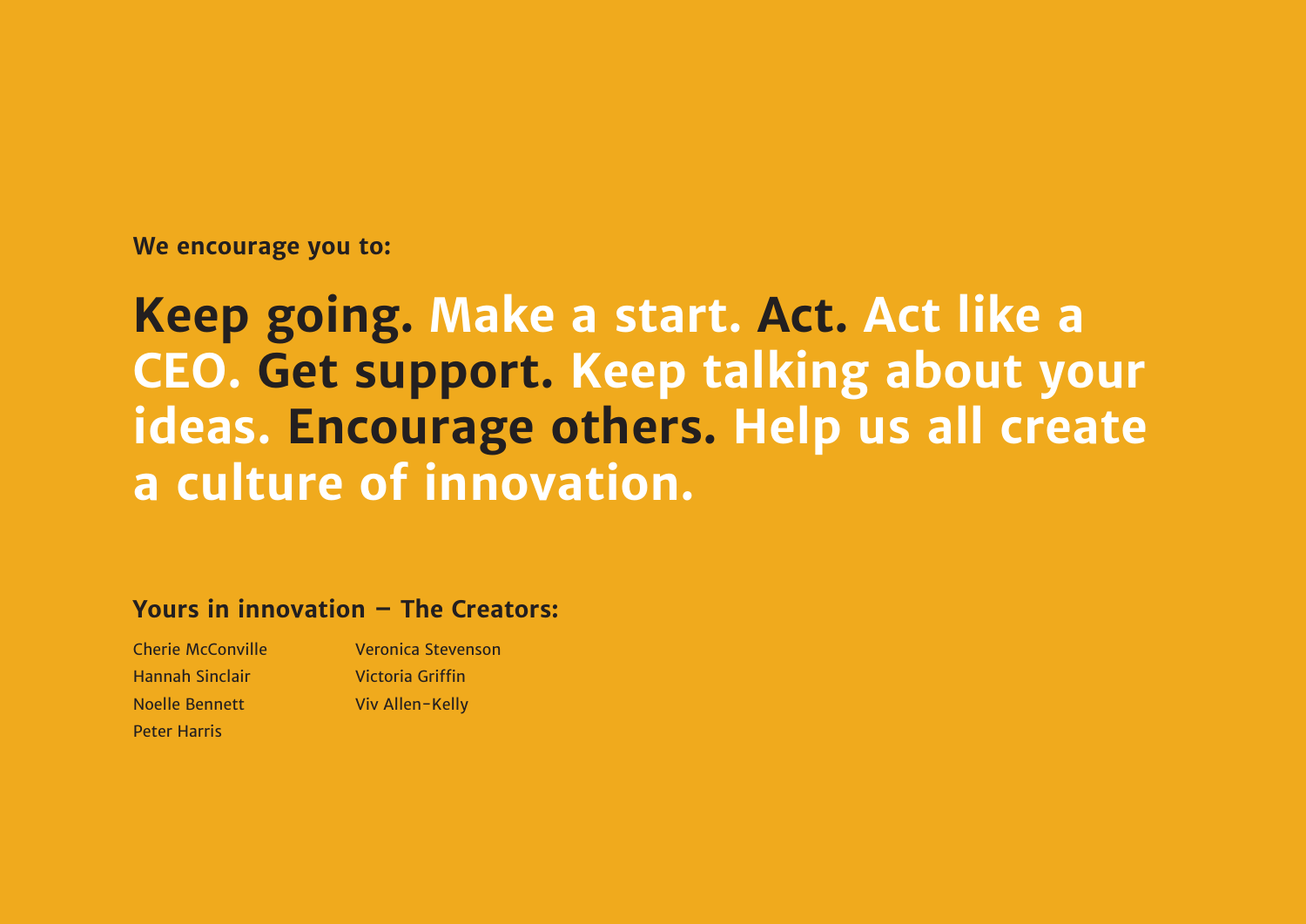**We encourage you to:**

## Keep going. Make a start. Act. Act like a CEO. Get support. Keep talking about your ideas. Encourage others. Help us all create a culture of innovation.

**Yours in innovation – The Creators:**

Cherie McConville
Hannah Sinclair
Noelle Bennett
Peter Harris
Veronica Stevenson
Victoria Griffin
Viv Allen-Kelly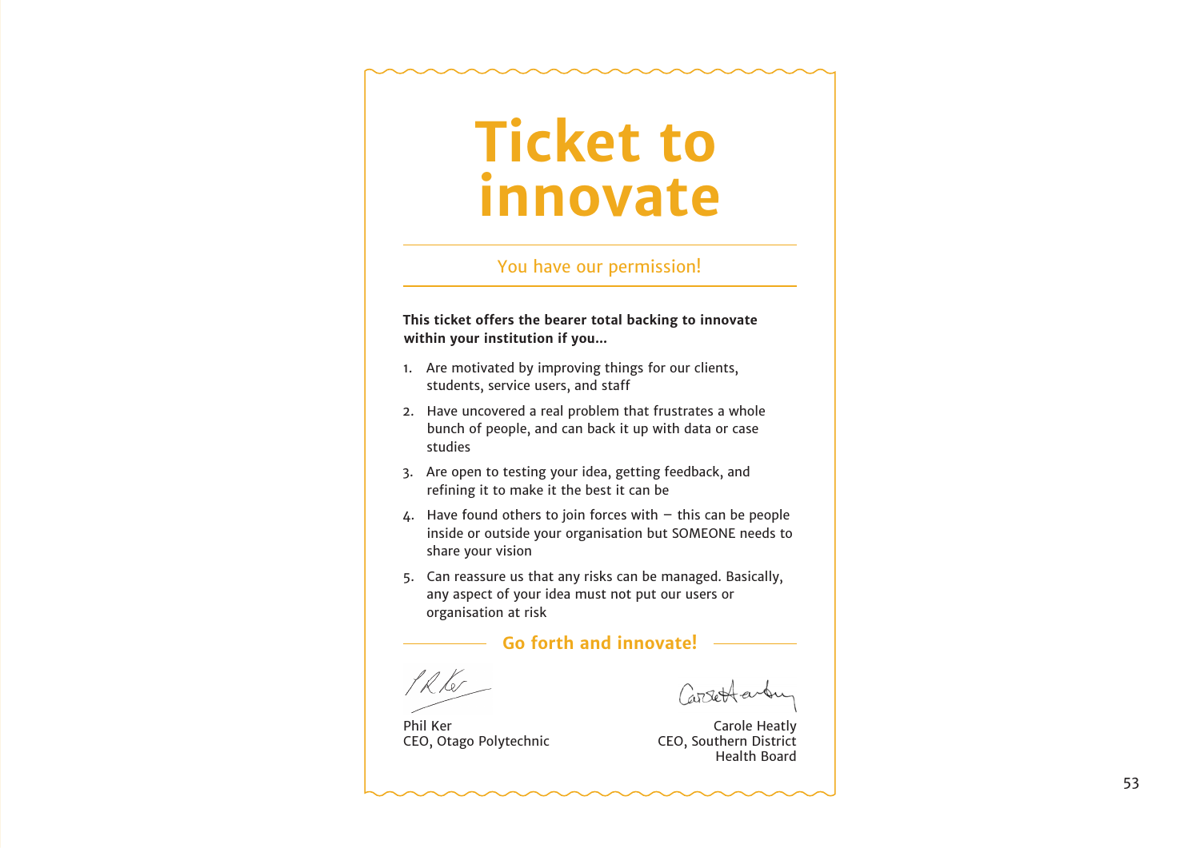# Ticket to innovate

## You have our permission!

**This ticket offers the bearer total backing to innovate within your institution if you...**

1. Are motivated by improving things for our clients, students, service users, and staff
2. Have uncovered a real problem that frustrates a whole bunch of people, and can back it up with data or case studies
3. Are open to testing your idea, getting feedback, and refining it to make it the best it can be
4. Have found others to join forces with – this can be people inside or outside your organisation but SOMEONE needs to share your vision
5. Can reassure us that any risks can be managed. Basically, any aspect of your idea must not put our users or organisation at risk

**Go forth and innovate!**

Phil Ker
CEO, Otago Polytechnic

Carole Heatly
CEO, Southern District Health Board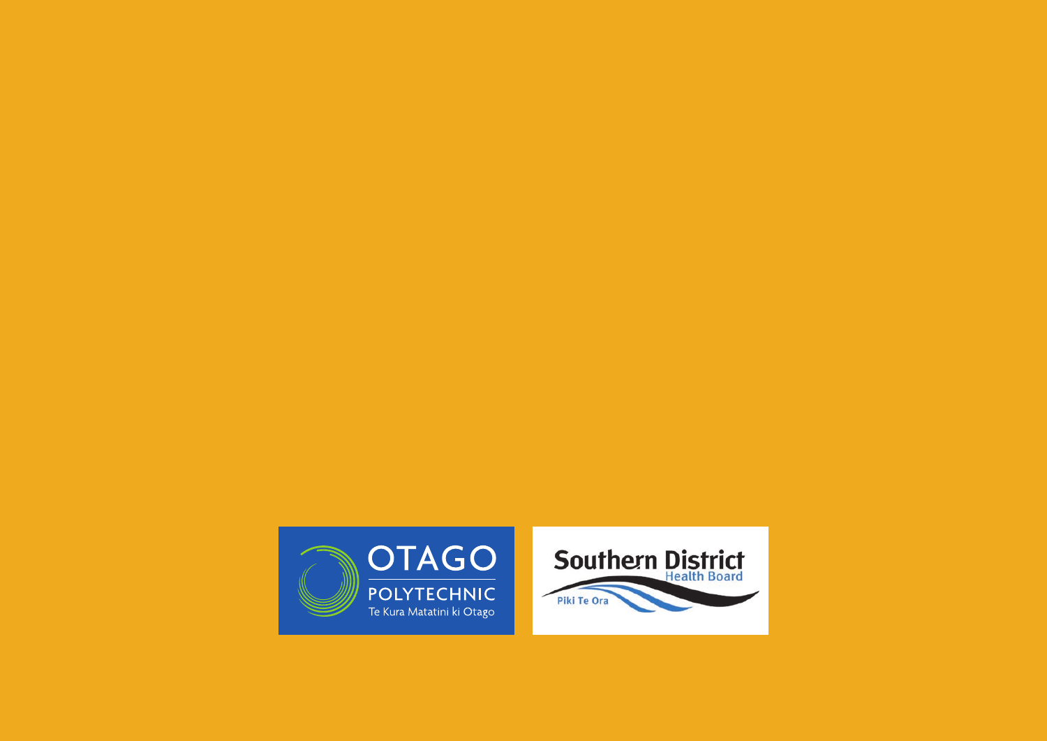OTAGO POLYTECHNIC
Te Kura Matatini ki Otago

Southern District Health Board
Piki Te Ora